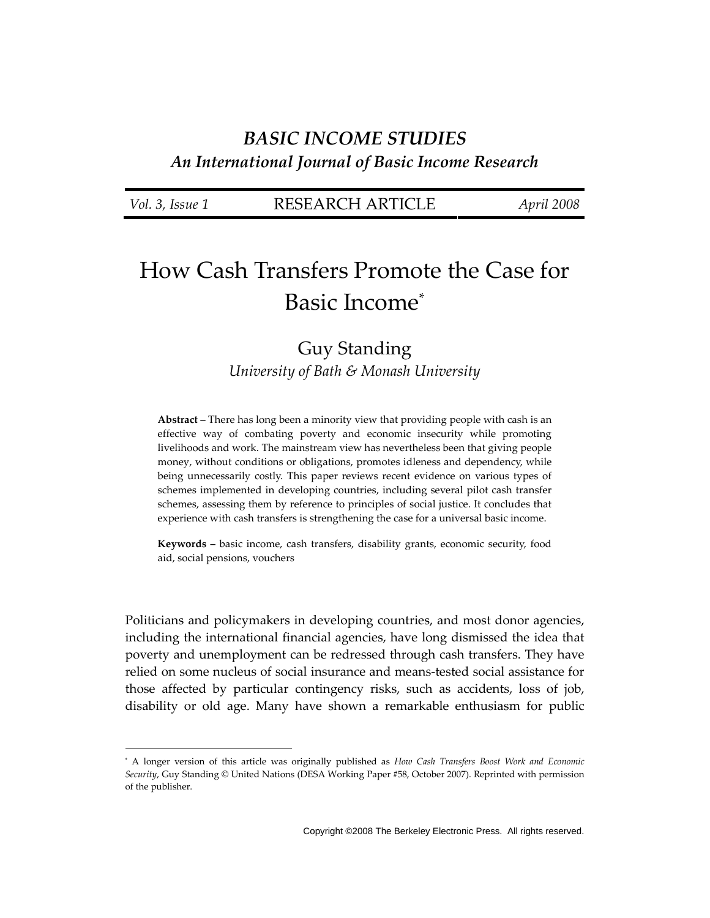*BASIC INCOME STUDIES*

***An International Journal of Basic Income Research***

| *Vol. 3, Issue 1* | RESEARCH ARTICLE | *April 2008* |
|---|---|---|

# How Cash Transfers Promote the Case for Basic Income[*]

Guy Standing

*University of Bath & Monash University*

**Abstract –** There has long been a minority view that providing people with cash is an effective way of combating poverty and economic insecurity while promoting livelihoods and work. The mainstream view has nevertheless been that giving people money, without conditions or obligations, promotes idleness and dependency, while being unnecessarily costly. This paper reviews recent evidence on various types of schemes implemented in developing countries, including several pilot cash transfer schemes, assessing them by reference to principles of social justice. It concludes that experience with cash transfers is strengthening the case for a universal basic income.

**Keywords –** basic income, cash transfers, disability grants, economic security, food aid, social pensions, vouchers

Politicians and policymakers in developing countries, and most donor agencies, including the international financial agencies, have long dismissed the idea that poverty and unemployment can be redressed through cash transfers. They have relied on some nucleus of social insurance and means-tested social assistance for those affected by particular contingency risks, such as accidents, loss of job, disability or old age. Many have shown a remarkable enthusiasm for public

[*] A longer version of this article was originally published as *How Cash Transfers Boost Work and Economic Security*, Guy Standing © United Nations (DESA Working Paper #58, October 2007). Reprinted with permission of the publisher.

Copyright ©2008 The Berkeley Electronic Press. All rights reserved.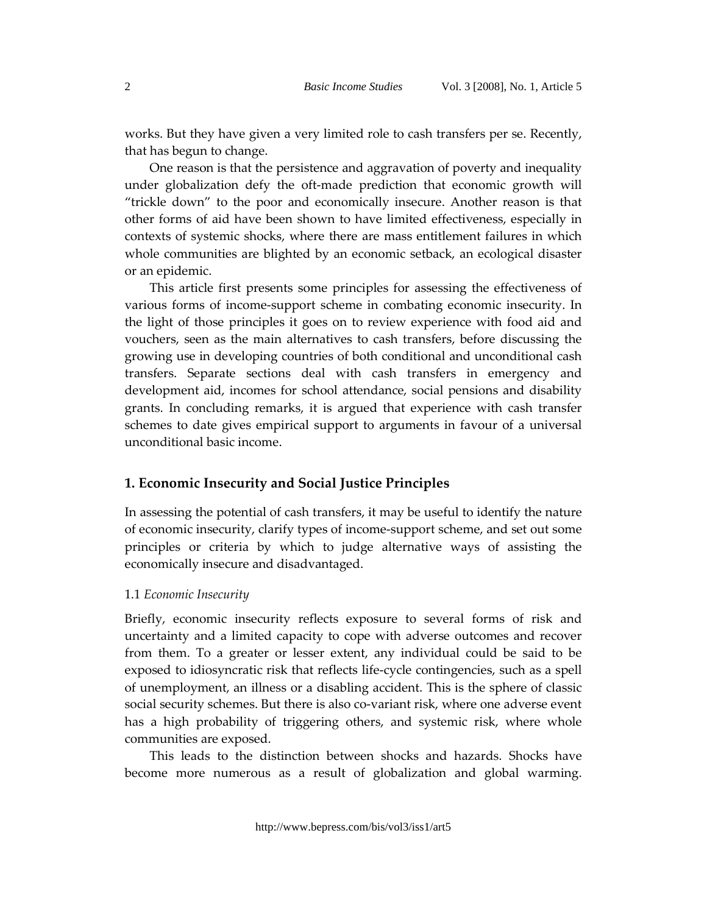works. But they have given a very limited role to cash transfers per se. Recently, that has begun to change.

One reason is that the persistence and aggravation of poverty and inequality under globalization defy the oft-made prediction that economic growth will "trickle down" to the poor and economically insecure. Another reason is that other forms of aid have been shown to have limited effectiveness, especially in contexts of systemic shocks, where there are mass entitlement failures in which whole communities are blighted by an economic setback, an ecological disaster or an epidemic.

This article first presents some principles for assessing the effectiveness of various forms of income-support scheme in combating economic insecurity. In the light of those principles it goes on to review experience with food aid and vouchers, seen as the main alternatives to cash transfers, before discussing the growing use in developing countries of both conditional and unconditional cash transfers. Separate sections deal with cash transfers in emergency and development aid, incomes for school attendance, social pensions and disability grants. In concluding remarks, it is argued that experience with cash transfer schemes to date gives empirical support to arguments in favour of a universal unconditional basic income.

## 1. Economic Insecurity and Social Justice Principles

In assessing the potential of cash transfers, it may be useful to identify the nature of economic insecurity, clarify types of income-support scheme, and set out some principles or criteria by which to judge alternative ways of assisting the economically insecure and disadvantaged.

### 1.1 *Economic Insecurity*

Briefly, economic insecurity reflects exposure to several forms of risk and uncertainty and a limited capacity to cope with adverse outcomes and recover from them. To a greater or lesser extent, any individual could be said to be exposed to idiosyncratic risk that reflects life-cycle contingencies, such as a spell of unemployment, an illness or a disabling accident. This is the sphere of classic social security schemes. But there is also co-variant risk, where one adverse event has a high probability of triggering others, and systemic risk, where whole communities are exposed.

This leads to the distinction between shocks and hazards. Shocks have become more numerous as a result of globalization and global warming.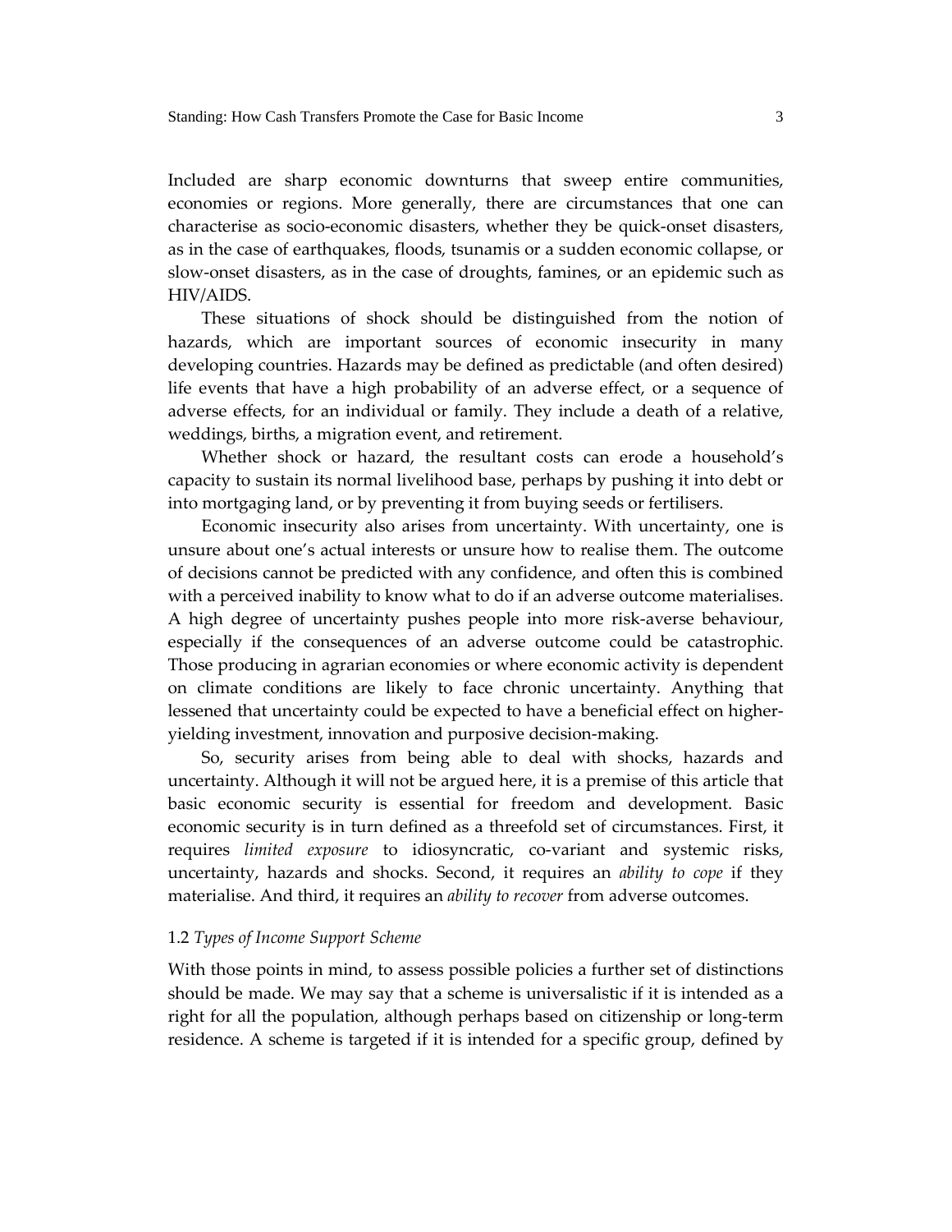Included are sharp economic downturns that sweep entire communities, economies or regions. More generally, there are circumstances that one can characterise as socio-economic disasters, whether they be quick-onset disasters, as in the case of earthquakes, floods, tsunamis or a sudden economic collapse, or slow-onset disasters, as in the case of droughts, famines, or an epidemic such as HIV/AIDS.

These situations of shock should be distinguished from the notion of hazards, which are important sources of economic insecurity in many developing countries. Hazards may be defined as predictable (and often desired) life events that have a high probability of an adverse effect, or a sequence of adverse effects, for an individual or family. They include a death of a relative, weddings, births, a migration event, and retirement.

Whether shock or hazard, the resultant costs can erode a household's capacity to sustain its normal livelihood base, perhaps by pushing it into debt or into mortgaging land, or by preventing it from buying seeds or fertilisers.

Economic insecurity also arises from uncertainty. With uncertainty, one is unsure about one's actual interests or unsure how to realise them. The outcome of decisions cannot be predicted with any confidence, and often this is combined with a perceived inability to know what to do if an adverse outcome materialises. A high degree of uncertainty pushes people into more risk-averse behaviour, especially if the consequences of an adverse outcome could be catastrophic. Those producing in agrarian economies or where economic activity is dependent on climate conditions are likely to face chronic uncertainty. Anything that lessened that uncertainty could be expected to have a beneficial effect on higher-yielding investment, innovation and purposive decision-making.

So, security arises from being able to deal with shocks, hazards and uncertainty. Although it will not be argued here, it is a premise of this article that basic economic security is essential for freedom and development. Basic economic security is in turn defined as a threefold set of circumstances. First, it requires *limited exposure* to idiosyncratic, co-variant and systemic risks, uncertainty, hazards and shocks. Second, it requires an *ability to cope* if they materialise. And third, it requires an *ability to recover* from adverse outcomes.

### 1.2 *Types of Income Support Scheme*

With those points in mind, to assess possible policies a further set of distinctions should be made. We may say that a scheme is universalistic if it is intended as a right for all the population, although perhaps based on citizenship or long-term residence. A scheme is targeted if it is intended for a specific group, defined by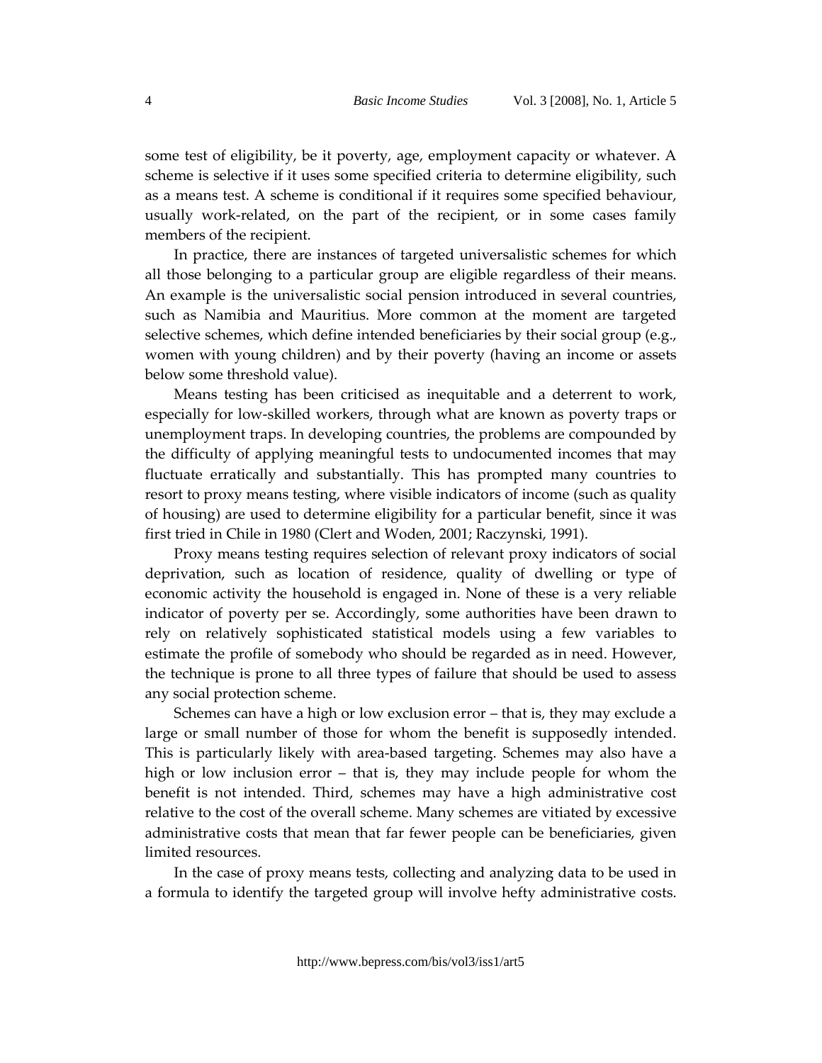some test of eligibility, be it poverty, age, employment capacity or whatever. A scheme is selective if it uses some specified criteria to determine eligibility, such as a means test. A scheme is conditional if it requires some specified behaviour, usually work-related, on the part of the recipient, or in some cases family members of the recipient.

In practice, there are instances of targeted universalistic schemes for which all those belonging to a particular group are eligible regardless of their means. An example is the universalistic social pension introduced in several countries, such as Namibia and Mauritius. More common at the moment are targeted selective schemes, which define intended beneficiaries by their social group (e.g., women with young children) and by their poverty (having an income or assets below some threshold value).

Means testing has been criticised as inequitable and a deterrent to work, especially for low-skilled workers, through what are known as poverty traps or unemployment traps. In developing countries, the problems are compounded by the difficulty of applying meaningful tests to undocumented incomes that may fluctuate erratically and substantially. This has prompted many countries to resort to proxy means testing, where visible indicators of income (such as quality of housing) are used to determine eligibility for a particular benefit, since it was first tried in Chile in 1980 (Clert and Woden, 2001; Raczynski, 1991).

Proxy means testing requires selection of relevant proxy indicators of social deprivation, such as location of residence, quality of dwelling or type of economic activity the household is engaged in. None of these is a very reliable indicator of poverty per se. Accordingly, some authorities have been drawn to rely on relatively sophisticated statistical models using a few variables to estimate the profile of somebody who should be regarded as in need. However, the technique is prone to all three types of failure that should be used to assess any social protection scheme.

Schemes can have a high or low exclusion error – that is, they may exclude a large or small number of those for whom the benefit is supposedly intended. This is particularly likely with area-based targeting. Schemes may also have a high or low inclusion error – that is, they may include people for whom the benefit is not intended. Third, schemes may have a high administrative cost relative to the cost of the overall scheme. Many schemes are vitiated by excessive administrative costs that mean that far fewer people can be beneficiaries, given limited resources.

In the case of proxy means tests, collecting and analyzing data to be used in a formula to identify the targeted group will involve hefty administrative costs.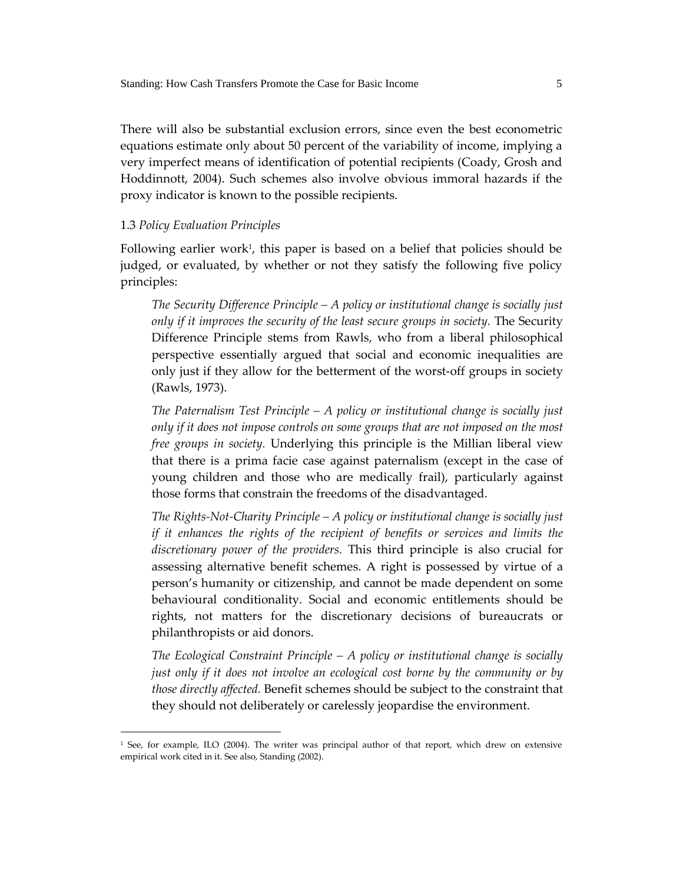There will also be substantial exclusion errors, since even the best econometric equations estimate only about 50 percent of the variability of income, implying a very imperfect means of identification of potential recipients (Coady, Grosh and Hoddinnott, 2004). Such schemes also involve obvious immoral hazards if the proxy indicator is known to the possible recipients.

### 1.3 *Policy Evaluation Principles*

Following earlier work[1], this paper is based on a belief that policies should be judged, or evaluated, by whether or not they satisfy the following five policy principles:

> *The Security Difference Principle – A policy or institutional change is socially just only if it improves the security of the least secure groups in society.* The Security Difference Principle stems from Rawls, who from a liberal philosophical perspective essentially argued that social and economic inequalities are only just if they allow for the betterment of the worst-off groups in society (Rawls, 1973).
>
> *The Paternalism Test Principle – A policy or institutional change is socially just only if it does not impose controls on some groups that are not imposed on the most free groups in society.* Underlying this principle is the Millian liberal view that there is a prima facie case against paternalism (except in the case of young children and those who are medically frail), particularly against those forms that constrain the freedoms of the disadvantaged.
>
> *The Rights-Not-Charity Principle – A policy or institutional change is socially just if it enhances the rights of the recipient of benefits or services and limits the discretionary power of the providers.* This third principle is also crucial for assessing alternative benefit schemes. A right is possessed by virtue of a person's humanity or citizenship, and cannot be made dependent on some behavioural conditionality. Social and economic entitlements should be rights, not matters for the discretionary decisions of bureaucrats or philanthropists or aid donors.
>
> *The Ecological Constraint Principle – A policy or institutional change is socially just only if it does not involve an ecological cost borne by the community or by those directly affected.* Benefit schemes should be subject to the constraint that they should not deliberately or carelessly jeopardise the environment.

---

[1] See, for example, ILO (2004). The writer was principal author of that report, which drew on extensive empirical work cited in it. See also, Standing (2002).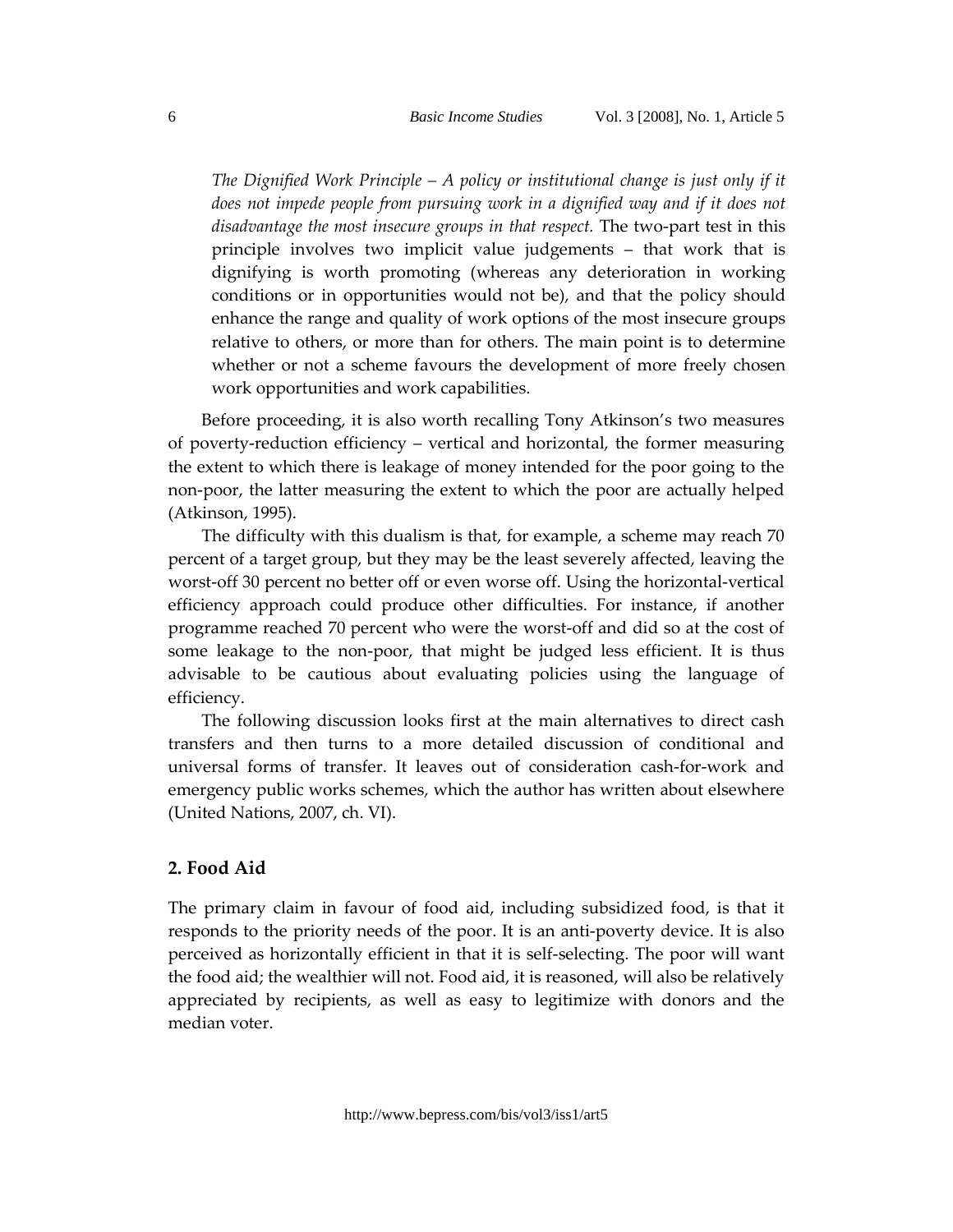*The Dignified Work Principle – A policy or institutional change is just only if it does not impede people from pursuing work in a dignified way and if it does not disadvantage the most insecure groups in that respect.* The two-part test in this principle involves two implicit value judgements – that work that is dignifying is worth promoting (whereas any deterioration in working conditions or in opportunities would not be), and that the policy should enhance the range and quality of work options of the most insecure groups relative to others, or more than for others. The main point is to determine whether or not a scheme favours the development of more freely chosen work opportunities and work capabilities.

Before proceeding, it is also worth recalling Tony Atkinson's two measures of poverty-reduction efficiency – vertical and horizontal, the former measuring the extent to which there is leakage of money intended for the poor going to the non-poor, the latter measuring the extent to which the poor are actually helped (Atkinson, 1995).

The difficulty with this dualism is that, for example, a scheme may reach 70 percent of a target group, but they may be the least severely affected, leaving the worst-off 30 percent no better off or even worse off. Using the horizontal-vertical efficiency approach could produce other difficulties. For instance, if another programme reached 70 percent who were the worst-off and did so at the cost of some leakage to the non-poor, that might be judged less efficient. It is thus advisable to be cautious about evaluating policies using the language of efficiency.

The following discussion looks first at the main alternatives to direct cash transfers and then turns to a more detailed discussion of conditional and universal forms of transfer. It leaves out of consideration cash-for-work and emergency public works schemes, which the author has written about elsewhere (United Nations, 2007, ch. VI).

## 2. Food Aid

The primary claim in favour of food aid, including subsidized food, is that it responds to the priority needs of the poor. It is an anti-poverty device. It is also perceived as horizontally efficient in that it is self-selecting. The poor will want the food aid; the wealthier will not. Food aid, it is reasoned, will also be relatively appreciated by recipients, as well as easy to legitimize with donors and the median voter.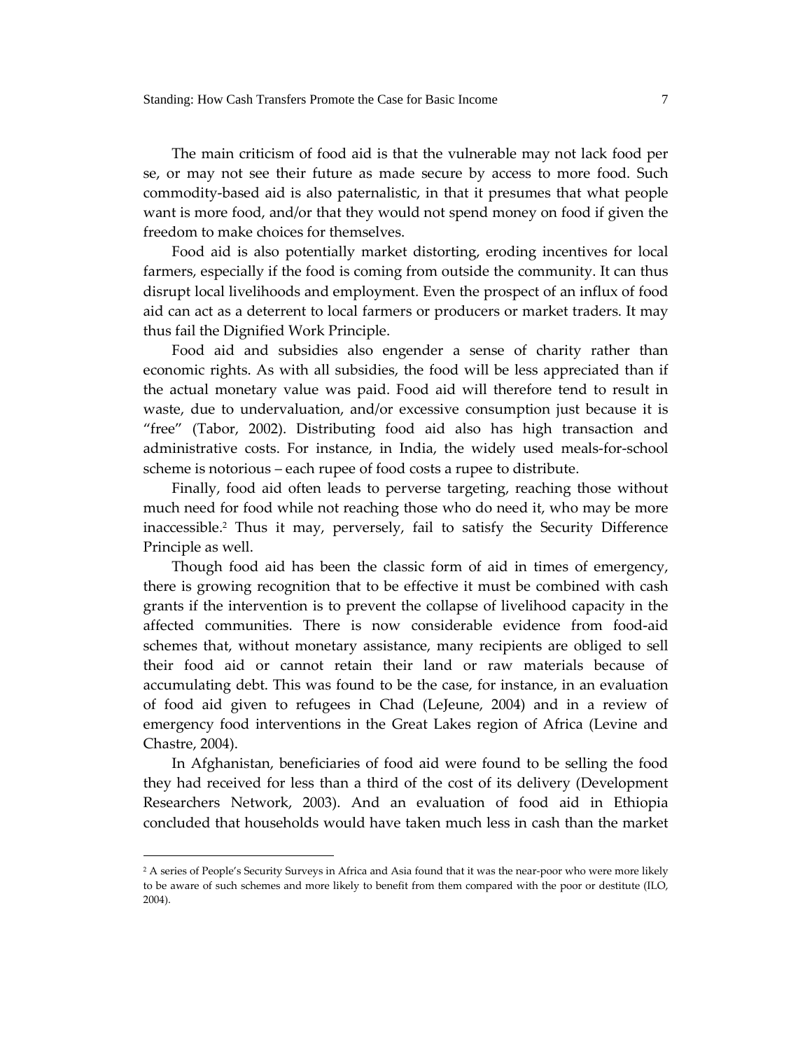The main criticism of food aid is that the vulnerable may not lack food per se, or may not see their future as made secure by access to more food. Such commodity-based aid is also paternalistic, in that it presumes that what people want is more food, and/or that they would not spend money on food if given the freedom to make choices for themselves.

Food aid is also potentially market distorting, eroding incentives for local farmers, especially if the food is coming from outside the community. It can thus disrupt local livelihoods and employment. Even the prospect of an influx of food aid can act as a deterrent to local farmers or producers or market traders. It may thus fail the Dignified Work Principle.

Food aid and subsidies also engender a sense of charity rather than economic rights. As with all subsidies, the food will be less appreciated than if the actual monetary value was paid. Food aid will therefore tend to result in waste, due to undervaluation, and/or excessive consumption just because it is "free" (Tabor, 2002). Distributing food aid also has high transaction and administrative costs. For instance, in India, the widely used meals-for-school scheme is notorious – each rupee of food costs a rupee to distribute.

Finally, food aid often leads to perverse targeting, reaching those without much need for food while not reaching those who do need it, who may be more inaccessible.[2] Thus it may, perversely, fail to satisfy the Security Difference Principle as well.

Though food aid has been the classic form of aid in times of emergency, there is growing recognition that to be effective it must be combined with cash grants if the intervention is to prevent the collapse of livelihood capacity in the affected communities. There is now considerable evidence from food-aid schemes that, without monetary assistance, many recipients are obliged to sell their food aid or cannot retain their land or raw materials because of accumulating debt. This was found to be the case, for instance, in an evaluation of food aid given to refugees in Chad (LeJeune, 2004) and in a review of emergency food interventions in the Great Lakes region of Africa (Levine and Chastre, 2004).

In Afghanistan, beneficiaries of food aid were found to be selling the food they had received for less than a third of the cost of its delivery (Development Researchers Network, 2003). And an evaluation of food aid in Ethiopia concluded that households would have taken much less in cash than the market

---

[2] A series of People's Security Surveys in Africa and Asia found that it was the near-poor who were more likely to be aware of such schemes and more likely to benefit from them compared with the poor or destitute (ILO, 2004).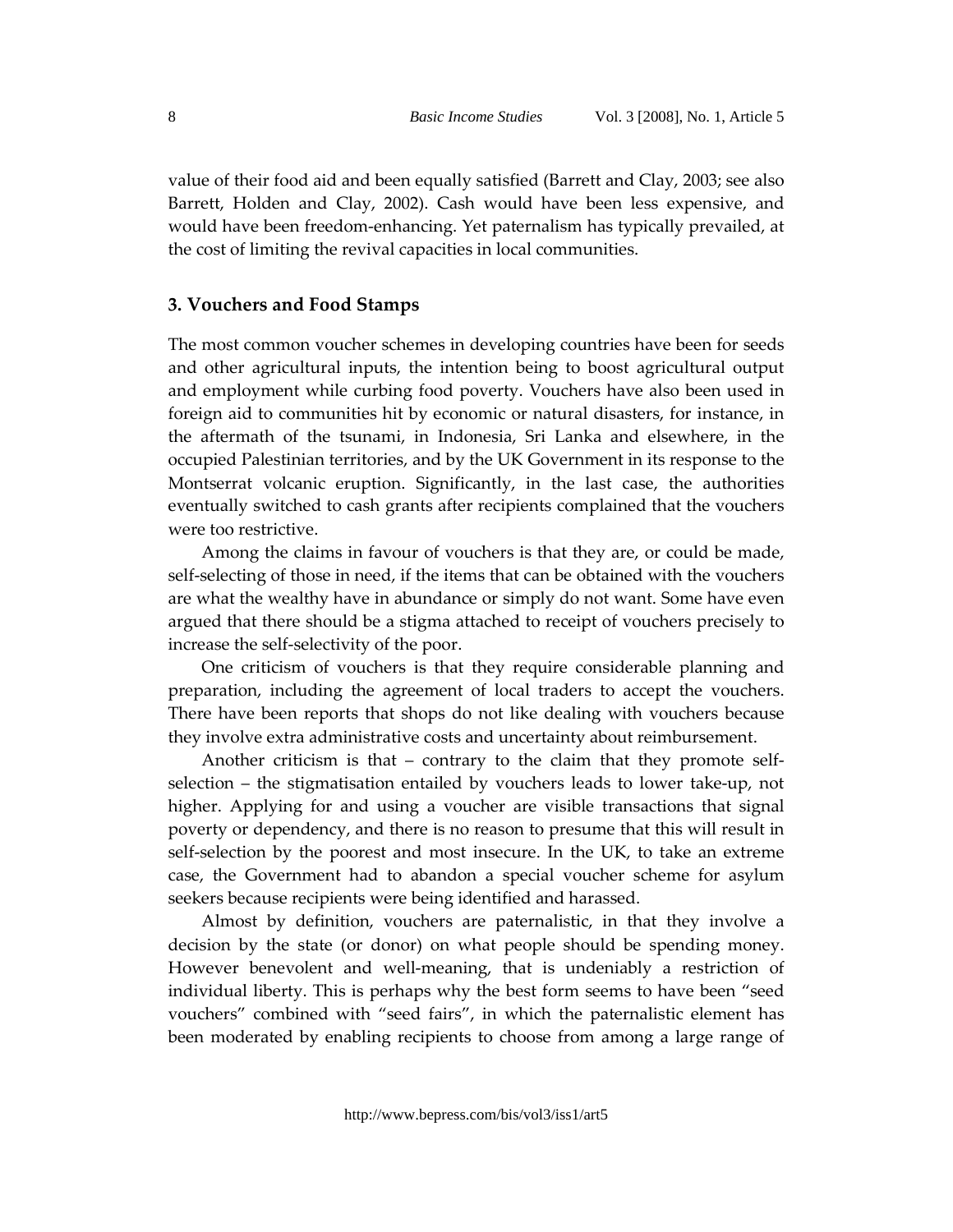value of their food aid and been equally satisfied (Barrett and Clay, 2003; see also Barrett, Holden and Clay, 2002). Cash would have been less expensive, and would have been freedom-enhancing. Yet paternalism has typically prevailed, at the cost of limiting the revival capacities in local communities.

### 3. Vouchers and Food Stamps

The most common voucher schemes in developing countries have been for seeds and other agricultural inputs, the intention being to boost agricultural output and employment while curbing food poverty. Vouchers have also been used in foreign aid to communities hit by economic or natural disasters, for instance, in the aftermath of the tsunami, in Indonesia, Sri Lanka and elsewhere, in the occupied Palestinian territories, and by the UK Government in its response to the Montserrat volcanic eruption. Significantly, in the last case, the authorities eventually switched to cash grants after recipients complained that the vouchers were too restrictive.

Among the claims in favour of vouchers is that they are, or could be made, self-selecting of those in need, if the items that can be obtained with the vouchers are what the wealthy have in abundance or simply do not want. Some have even argued that there should be a stigma attached to receipt of vouchers precisely to increase the self-selectivity of the poor.

One criticism of vouchers is that they require considerable planning and preparation, including the agreement of local traders to accept the vouchers. There have been reports that shops do not like dealing with vouchers because they involve extra administrative costs and uncertainty about reimbursement.

Another criticism is that – contrary to the claim that they promote self-selection – the stigmatisation entailed by vouchers leads to lower take-up, not higher. Applying for and using a voucher are visible transactions that signal poverty or dependency, and there is no reason to presume that this will result in self-selection by the poorest and most insecure. In the UK, to take an extreme case, the Government had to abandon a special voucher scheme for asylum seekers because recipients were being identified and harassed.

Almost by definition, vouchers are paternalistic, in that they involve a decision by the state (or donor) on what people should be spending money. However benevolent and well-meaning, that is undeniably a restriction of individual liberty. This is perhaps why the best form seems to have been "seed vouchers" combined with "seed fairs", in which the paternalistic element has been moderated by enabling recipients to choose from among a large range of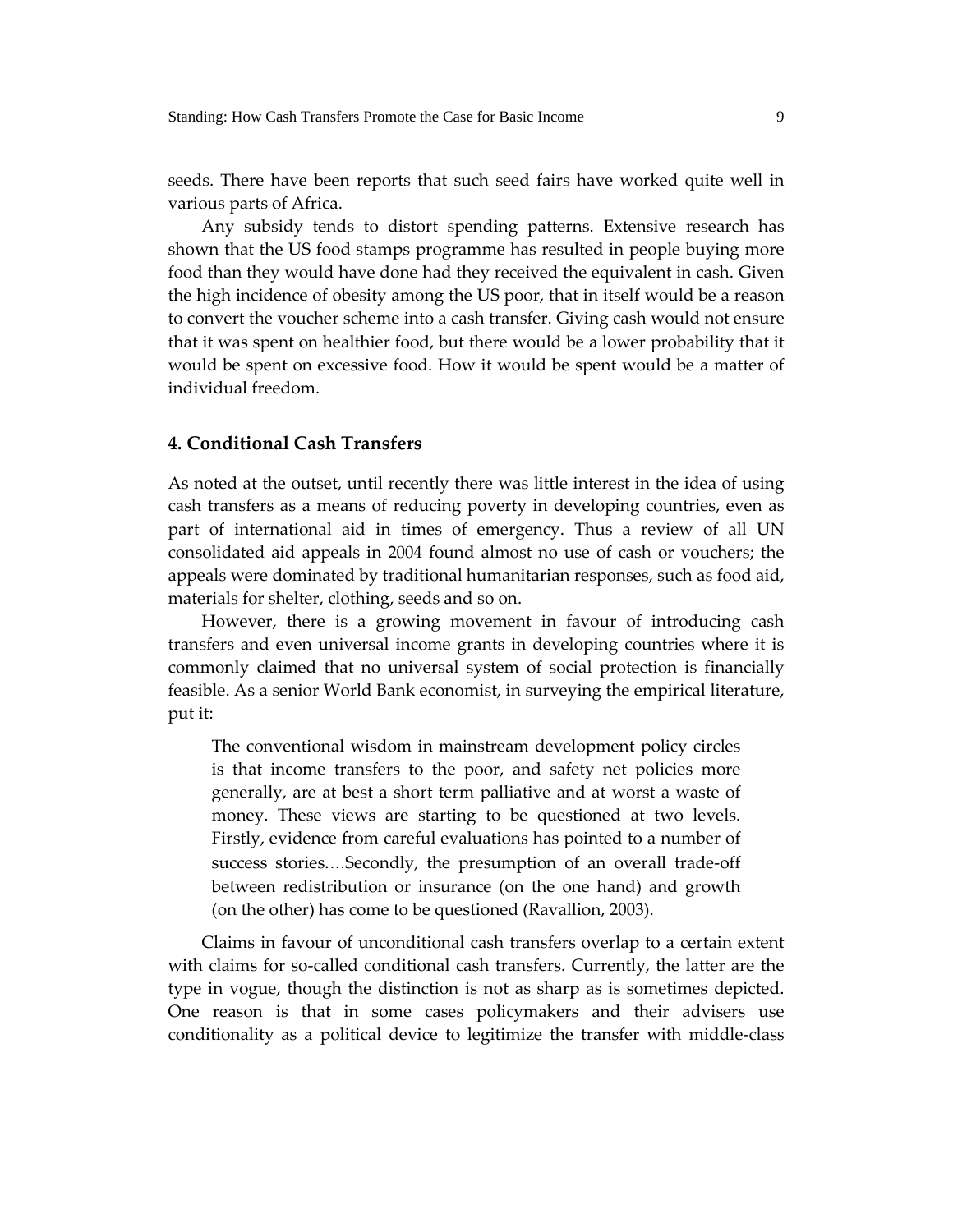seeds. There have been reports that such seed fairs have worked quite well in various parts of Africa.

Any subsidy tends to distort spending patterns. Extensive research has shown that the US food stamps programme has resulted in people buying more food than they would have done had they received the equivalent in cash. Given the high incidence of obesity among the US poor, that in itself would be a reason to convert the voucher scheme into a cash transfer. Giving cash would not ensure that it was spent on healthier food, but there would be a lower probability that it would be spent on excessive food. How it would be spent would be a matter of individual freedom.

## 4. Conditional Cash Transfers

As noted at the outset, until recently there was little interest in the idea of using cash transfers as a means of reducing poverty in developing countries, even as part of international aid in times of emergency. Thus a review of all UN consolidated aid appeals in 2004 found almost no use of cash or vouchers; the appeals were dominated by traditional humanitarian responses, such as food aid, materials for shelter, clothing, seeds and so on.

However, there is a growing movement in favour of introducing cash transfers and even universal income grants in developing countries where it is commonly claimed that no universal system of social protection is financially feasible. As a senior World Bank economist, in surveying the empirical literature, put it:

> The conventional wisdom in mainstream development policy circles is that income transfers to the poor, and safety net policies more generally, are at best a short term palliative and at worst a waste of money. These views are starting to be questioned at two levels. Firstly, evidence from careful evaluations has pointed to a number of success stories.…Secondly, the presumption of an overall trade-off between redistribution or insurance (on the one hand) and growth (on the other) has come to be questioned (Ravallion, 2003).

Claims in favour of unconditional cash transfers overlap to a certain extent with claims for so-called conditional cash transfers. Currently, the latter are the type in vogue, though the distinction is not as sharp as is sometimes depicted. One reason is that in some cases policymakers and their advisers use conditionality as a political device to legitimize the transfer with middle-class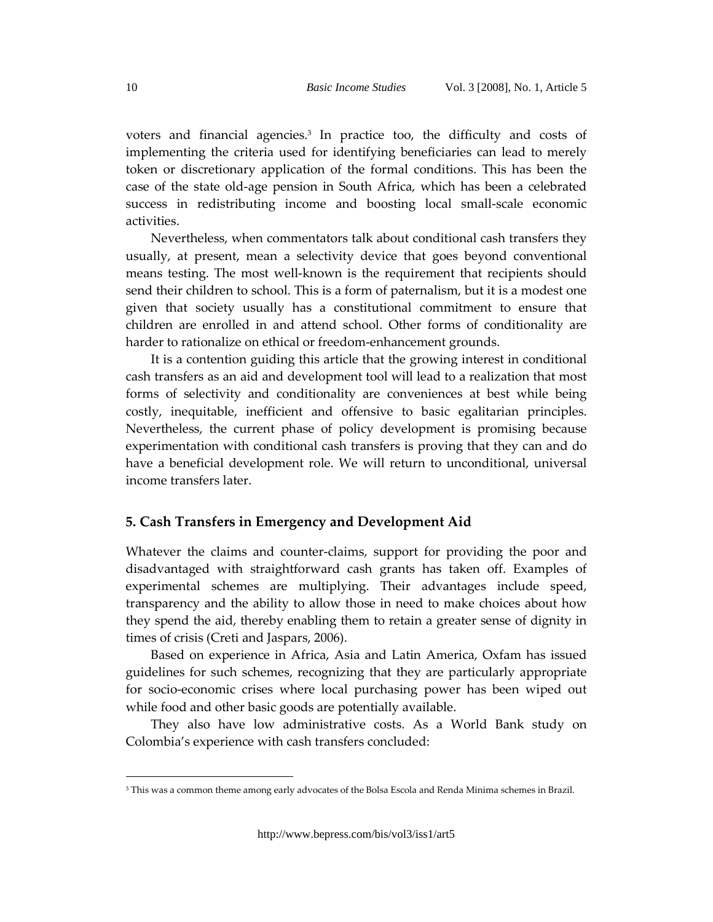voters and financial agencies.[3] In practice too, the difficulty and costs of implementing the criteria used for identifying beneficiaries can lead to merely token or discretionary application of the formal conditions. This has been the case of the state old-age pension in South Africa, which has been a celebrated success in redistributing income and boosting local small-scale economic activities.

Nevertheless, when commentators talk about conditional cash transfers they usually, at present, mean a selectivity device that goes beyond conventional means testing. The most well-known is the requirement that recipients should send their children to school. This is a form of paternalism, but it is a modest one given that society usually has a constitutional commitment to ensure that children are enrolled in and attend school. Other forms of conditionality are harder to rationalize on ethical or freedom-enhancement grounds.

It is a contention guiding this article that the growing interest in conditional cash transfers as an aid and development tool will lead to a realization that most forms of selectivity and conditionality are conveniences at best while being costly, inequitable, inefficient and offensive to basic egalitarian principles. Nevertheless, the current phase of policy development is promising because experimentation with conditional cash transfers is proving that they can and do have a beneficial development role. We will return to unconditional, universal income transfers later.

## 5. Cash Transfers in Emergency and Development Aid

Whatever the claims and counter-claims, support for providing the poor and disadvantaged with straightforward cash grants has taken off. Examples of experimental schemes are multiplying. Their advantages include speed, transparency and the ability to allow those in need to make choices about how they spend the aid, thereby enabling them to retain a greater sense of dignity in times of crisis (Creti and Jaspars, 2006).

Based on experience in Africa, Asia and Latin America, Oxfam has issued guidelines for such schemes, recognizing that they are particularly appropriate for socio-economic crises where local purchasing power has been wiped out while food and other basic goods are potentially available.

They also have low administrative costs. As a World Bank study on Colombia's experience with cash transfers concluded:

---

[3] This was a common theme among early advocates of the Bolsa Escola and Renda Minima schemes in Brazil.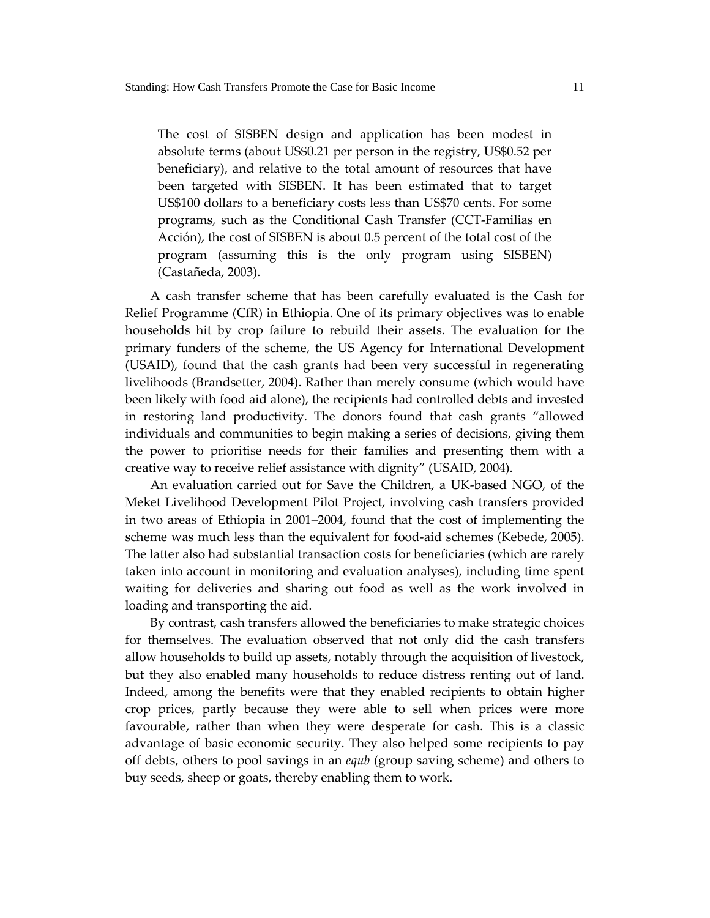> The cost of SISBEN design and application has been modest in absolute terms (about US$0.21 per person in the registry, US$0.52 per beneficiary), and relative to the total amount of resources that have been targeted with SISBEN. It has been estimated that to target US$100 dollars to a beneficiary costs less than US$70 cents. For some programs, such as the Conditional Cash Transfer (CCT-Familias en Acción), the cost of SISBEN is about 0.5 percent of the total cost of the program (assuming this is the only program using SISBEN) (Castañeda, 2003).

A cash transfer scheme that has been carefully evaluated is the Cash for Relief Programme (CfR) in Ethiopia. One of its primary objectives was to enable households hit by crop failure to rebuild their assets. The evaluation for the primary funders of the scheme, the US Agency for International Development (USAID), found that the cash grants had been very successful in regenerating livelihoods (Brandsetter, 2004). Rather than merely consume (which would have been likely with food aid alone), the recipients had controlled debts and invested in restoring land productivity. The donors found that cash grants "allowed individuals and communities to begin making a series of decisions, giving them the power to prioritise needs for their families and presenting them with a creative way to receive relief assistance with dignity" (USAID, 2004).

An evaluation carried out for Save the Children, a UK-based NGO, of the Meket Livelihood Development Pilot Project, involving cash transfers provided in two areas of Ethiopia in 2001–2004, found that the cost of implementing the scheme was much less than the equivalent for food-aid schemes (Kebede, 2005). The latter also had substantial transaction costs for beneficiaries (which are rarely taken into account in monitoring and evaluation analyses), including time spent waiting for deliveries and sharing out food as well as the work involved in loading and transporting the aid.

By contrast, cash transfers allowed the beneficiaries to make strategic choices for themselves. The evaluation observed that not only did the cash transfers allow households to build up assets, notably through the acquisition of livestock, but they also enabled many households to reduce distress renting out of land. Indeed, among the benefits were that they enabled recipients to obtain higher crop prices, partly because they were able to sell when prices were more favourable, rather than when they were desperate for cash. This is a classic advantage of basic economic security. They also helped some recipients to pay off debts, others to pool savings in an *equb* (group saving scheme) and others to buy seeds, sheep or goats, thereby enabling them to work.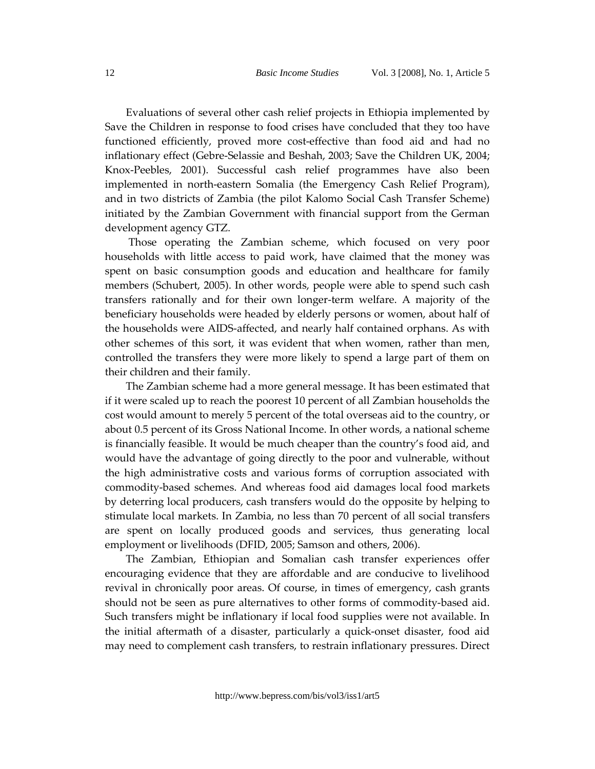Evaluations of several other cash relief projects in Ethiopia implemented by Save the Children in response to food crises have concluded that they too have functioned efficiently, proved more cost-effective than food aid and had no inflationary effect (Gebre-Selassie and Beshah, 2003; Save the Children UK, 2004; Knox-Peebles, 2001). Successful cash relief programmes have also been implemented in north-eastern Somalia (the Emergency Cash Relief Program), and in two districts of Zambia (the pilot Kalomo Social Cash Transfer Scheme) initiated by the Zambian Government with financial support from the German development agency GTZ.

Those operating the Zambian scheme, which focused on very poor households with little access to paid work, have claimed that the money was spent on basic consumption goods and education and healthcare for family members (Schubert, 2005). In other words, people were able to spend such cash transfers rationally and for their own longer-term welfare. A majority of the beneficiary households were headed by elderly persons or women, about half of the households were AIDS-affected, and nearly half contained orphans. As with other schemes of this sort, it was evident that when women, rather than men, controlled the transfers they were more likely to spend a large part of them on their children and their family.

The Zambian scheme had a more general message. It has been estimated that if it were scaled up to reach the poorest 10 percent of all Zambian households the cost would amount to merely 5 percent of the total overseas aid to the country, or about 0.5 percent of its Gross National Income. In other words, a national scheme is financially feasible. It would be much cheaper than the country's food aid, and would have the advantage of going directly to the poor and vulnerable, without the high administrative costs and various forms of corruption associated with commodity-based schemes. And whereas food aid damages local food markets by deterring local producers, cash transfers would do the opposite by helping to stimulate local markets. In Zambia, no less than 70 percent of all social transfers are spent on locally produced goods and services, thus generating local employment or livelihoods (DFID, 2005; Samson and others, 2006).

The Zambian, Ethiopian and Somalian cash transfer experiences offer encouraging evidence that they are affordable and are conducive to livelihood revival in chronically poor areas. Of course, in times of emergency, cash grants should not be seen as pure alternatives to other forms of commodity-based aid. Such transfers might be inflationary if local food supplies were not available. In the initial aftermath of a disaster, particularly a quick-onset disaster, food aid may need to complement cash transfers, to restrain inflationary pressures. Direct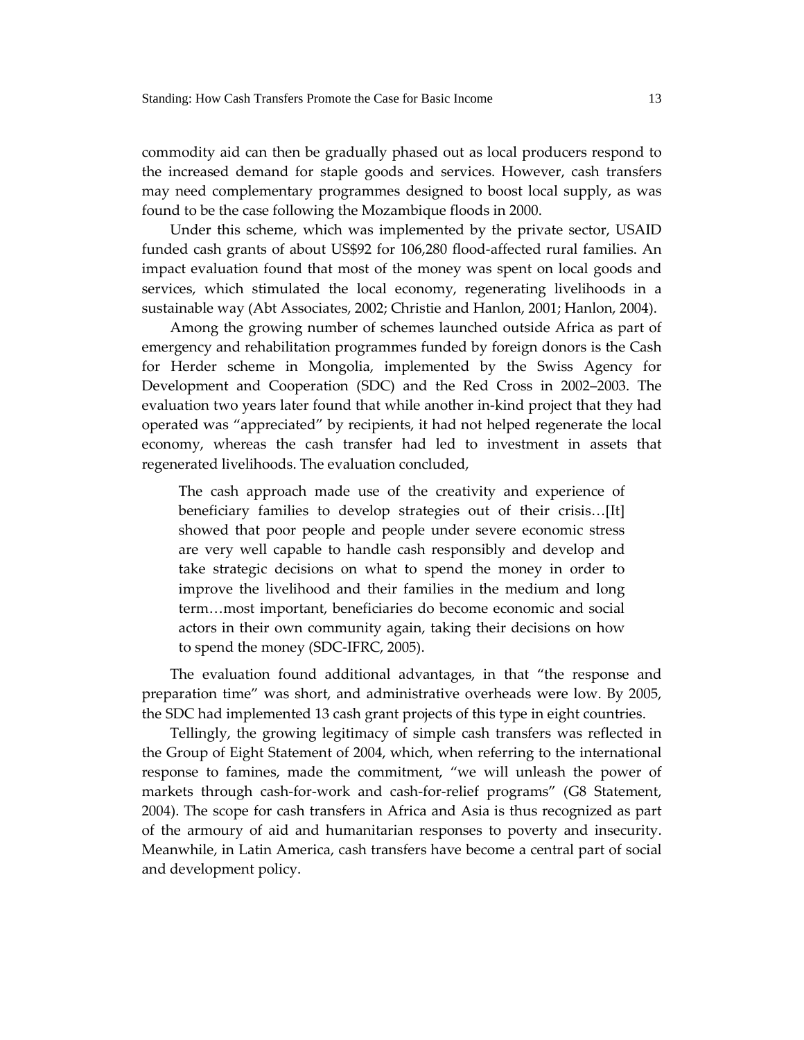commodity aid can then be gradually phased out as local producers respond to the increased demand for staple goods and services. However, cash transfers may need complementary programmes designed to boost local supply, as was found to be the case following the Mozambique floods in 2000.

Under this scheme, which was implemented by the private sector, USAID funded cash grants of about US$92 for 106,280 flood-affected rural families. An impact evaluation found that most of the money was spent on local goods and services, which stimulated the local economy, regenerating livelihoods in a sustainable way (Abt Associates, 2002; Christie and Hanlon, 2001; Hanlon, 2004).

Among the growing number of schemes launched outside Africa as part of emergency and rehabilitation programmes funded by foreign donors is the Cash for Herder scheme in Mongolia, implemented by the Swiss Agency for Development and Cooperation (SDC) and the Red Cross in 2002–2003. The evaluation two years later found that while another in-kind project that they had operated was "appreciated" by recipients, it had not helped regenerate the local economy, whereas the cash transfer had led to investment in assets that regenerated livelihoods. The evaluation concluded,

> The cash approach made use of the creativity and experience of beneficiary families to develop strategies out of their crisis…[It] showed that poor people and people under severe economic stress are very well capable to handle cash responsibly and develop and take strategic decisions on what to spend the money in order to improve the livelihood and their families in the medium and long term…most important, beneficiaries do become economic and social actors in their own community again, taking their decisions on how to spend the money (SDC-IFRC, 2005).

The evaluation found additional advantages, in that "the response and preparation time" was short, and administrative overheads were low. By 2005, the SDC had implemented 13 cash grant projects of this type in eight countries.

Tellingly, the growing legitimacy of simple cash transfers was reflected in the Group of Eight Statement of 2004, which, when referring to the international response to famines, made the commitment, "we will unleash the power of markets through cash-for-work and cash-for-relief programs" (G8 Statement, 2004). The scope for cash transfers in Africa and Asia is thus recognized as part of the armoury of aid and humanitarian responses to poverty and insecurity. Meanwhile, in Latin America, cash transfers have become a central part of social and development policy.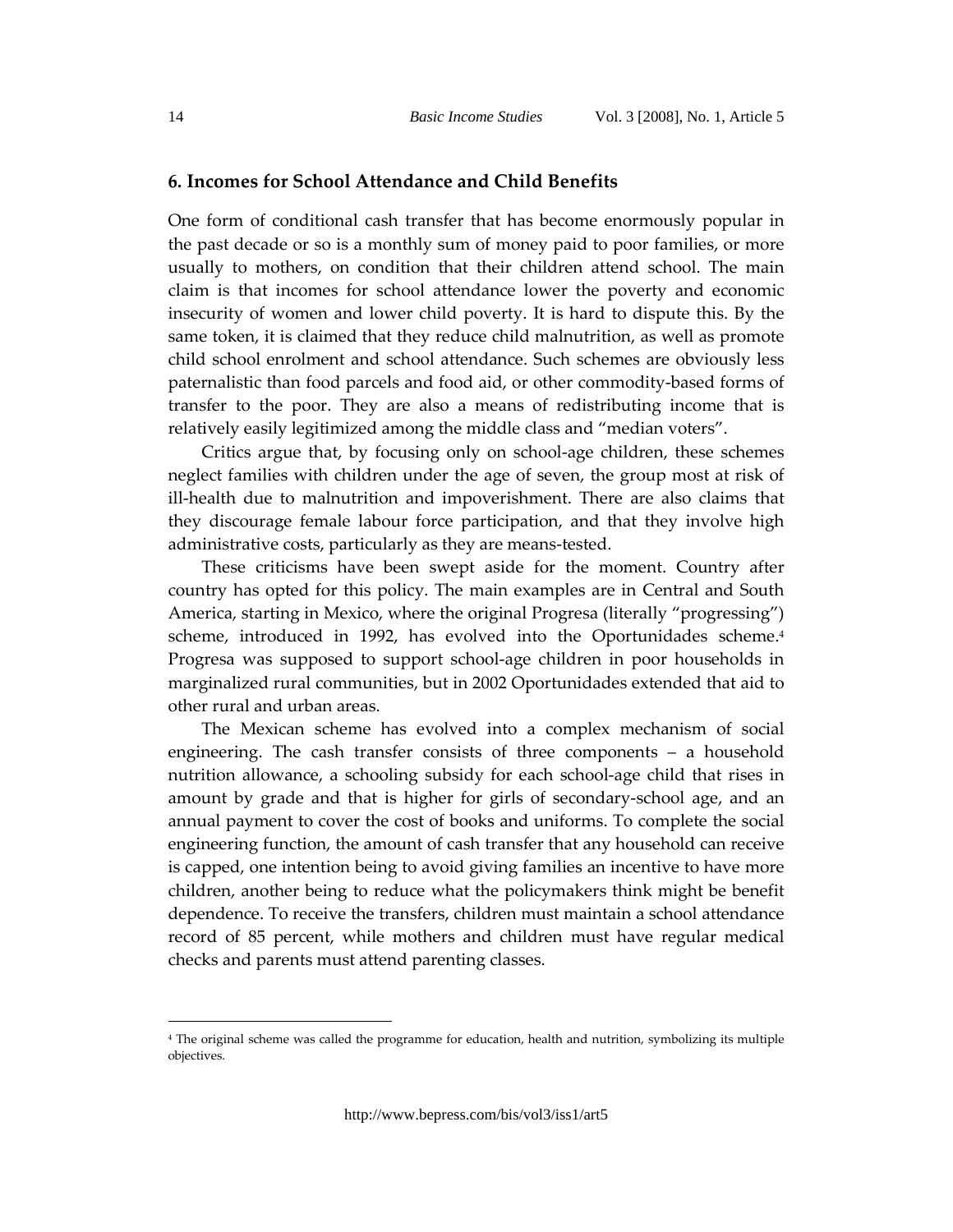## 6. Incomes for School Attendance and Child Benefits

One form of conditional cash transfer that has become enormously popular in the past decade or so is a monthly sum of money paid to poor families, or more usually to mothers, on condition that their children attend school. The main claim is that incomes for school attendance lower the poverty and economic insecurity of women and lower child poverty. It is hard to dispute this. By the same token, it is claimed that they reduce child malnutrition, as well as promote child school enrolment and school attendance. Such schemes are obviously less paternalistic than food parcels and food aid, or other commodity-based forms of transfer to the poor. They are also a means of redistributing income that is relatively easily legitimized among the middle class and "median voters".

Critics argue that, by focusing only on school-age children, these schemes neglect families with children under the age of seven, the group most at risk of ill-health due to malnutrition and impoverishment. There are also claims that they discourage female labour force participation, and that they involve high administrative costs, particularly as they are means-tested.

These criticisms have been swept aside for the moment. Country after country has opted for this policy. The main examples are in Central and South America, starting in Mexico, where the original Progresa (literally "progressing") scheme, introduced in 1992, has evolved into the Oportunidades scheme.[4] Progresa was supposed to support school-age children in poor households in marginalized rural communities, but in 2002 Oportunidades extended that aid to other rural and urban areas.

The Mexican scheme has evolved into a complex mechanism of social engineering. The cash transfer consists of three components – a household nutrition allowance, a schooling subsidy for each school-age child that rises in amount by grade and that is higher for girls of secondary-school age, and an annual payment to cover the cost of books and uniforms. To complete the social engineering function, the amount of cash transfer that any household can receive is capped, one intention being to avoid giving families an incentive to have more children, another being to reduce what the policymakers think might be benefit dependence. To receive the transfers, children must maintain a school attendance record of 85 percent, while mothers and children must have regular medical checks and parents must attend parenting classes.

---

[4] The original scheme was called the programme for education, health and nutrition, symbolizing its multiple objectives.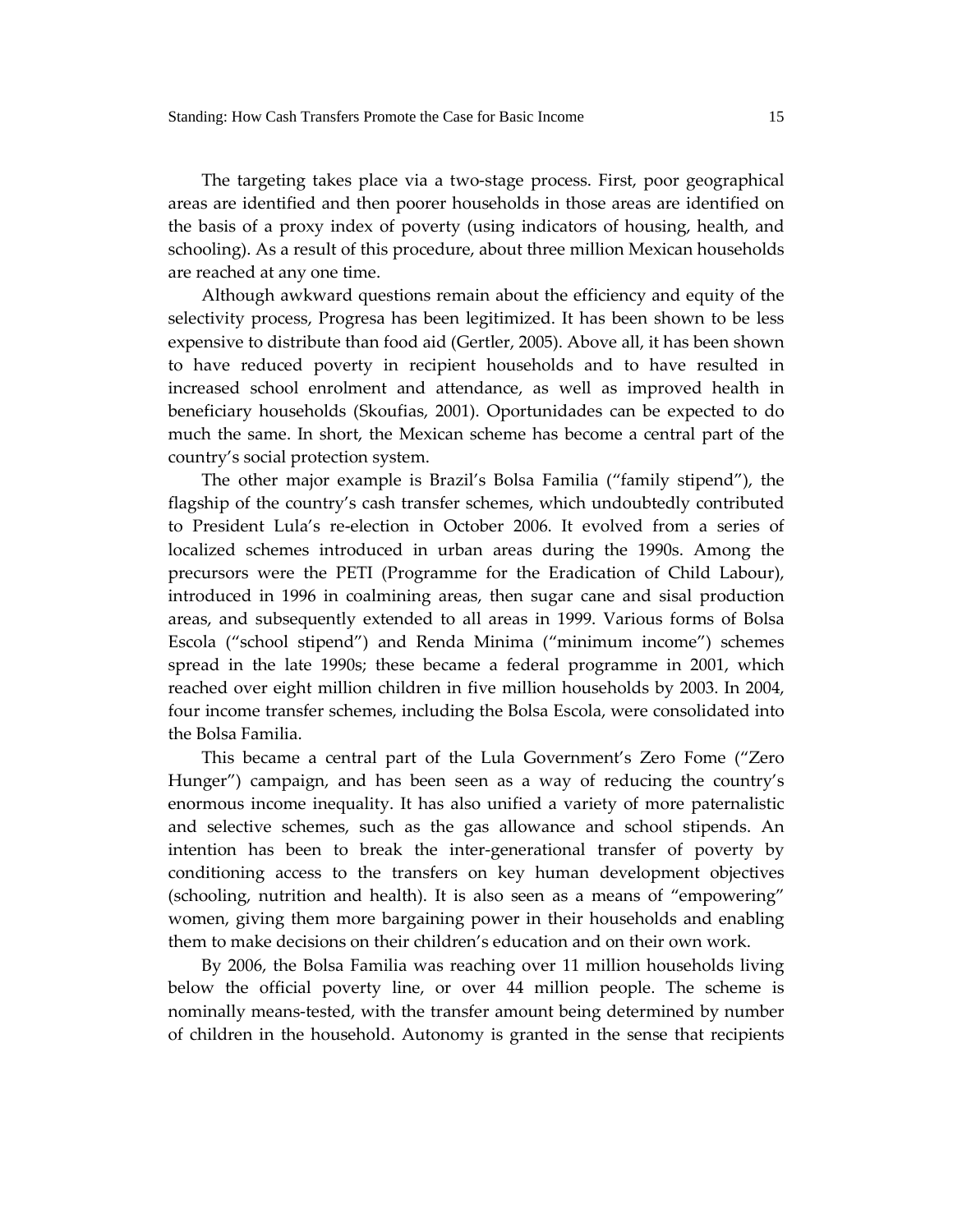The targeting takes place via a two-stage process. First, poor geographical areas are identified and then poorer households in those areas are identified on the basis of a proxy index of poverty (using indicators of housing, health, and schooling). As a result of this procedure, about three million Mexican households are reached at any one time.

Although awkward questions remain about the efficiency and equity of the selectivity process, Progresa has been legitimized. It has been shown to be less expensive to distribute than food aid (Gertler, 2005). Above all, it has been shown to have reduced poverty in recipient households and to have resulted in increased school enrolment and attendance, as well as improved health in beneficiary households (Skoufias, 2001). Oportunidades can be expected to do much the same. In short, the Mexican scheme has become a central part of the country's social protection system.

The other major example is Brazil's Bolsa Familia ("family stipend"), the flagship of the country's cash transfer schemes, which undoubtedly contributed to President Lula's re-election in October 2006. It evolved from a series of localized schemes introduced in urban areas during the 1990s. Among the precursors were the PETI (Programme for the Eradication of Child Labour), introduced in 1996 in coalmining areas, then sugar cane and sisal production areas, and subsequently extended to all areas in 1999. Various forms of Bolsa Escola ("school stipend") and Renda Minima ("minimum income") schemes spread in the late 1990s; these became a federal programme in 2001, which reached over eight million children in five million households by 2003. In 2004, four income transfer schemes, including the Bolsa Escola, were consolidated into the Bolsa Familia.

This became a central part of the Lula Government's Zero Fome ("Zero Hunger") campaign, and has been seen as a way of reducing the country's enormous income inequality. It has also unified a variety of more paternalistic and selective schemes, such as the gas allowance and school stipends. An intention has been to break the inter-generational transfer of poverty by conditioning access to the transfers on key human development objectives (schooling, nutrition and health). It is also seen as a means of "empowering" women, giving them more bargaining power in their households and enabling them to make decisions on their children's education and on their own work.

By 2006, the Bolsa Familia was reaching over 11 million households living below the official poverty line, or over 44 million people. The scheme is nominally means-tested, with the transfer amount being determined by number of children in the household. Autonomy is granted in the sense that recipients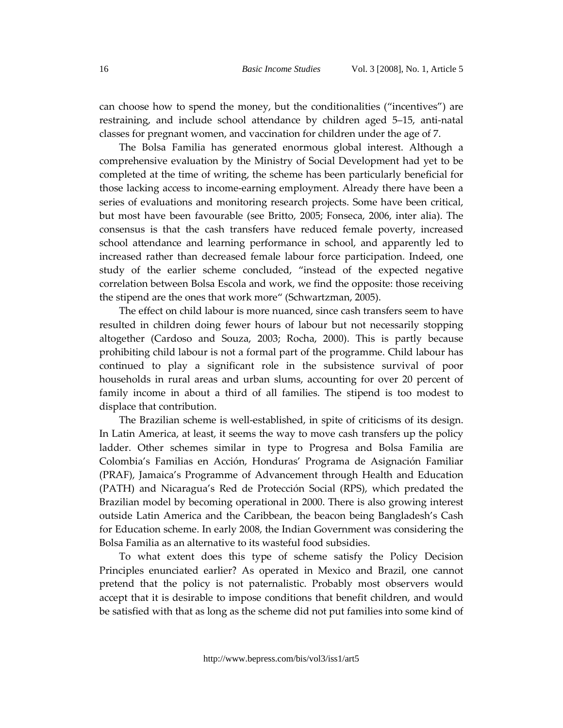can choose how to spend the money, but the conditionalities ("incentives") are restraining, and include school attendance by children aged 5–15, anti-natal classes for pregnant women, and vaccination for children under the age of 7.

The Bolsa Familia has generated enormous global interest. Although a comprehensive evaluation by the Ministry of Social Development had yet to be completed at the time of writing, the scheme has been particularly beneficial for those lacking access to income-earning employment. Already there have been a series of evaluations and monitoring research projects. Some have been critical, but most have been favourable (see Britto, 2005; Fonseca, 2006, inter alia). The consensus is that the cash transfers have reduced female poverty, increased school attendance and learning performance in school, and apparently led to increased rather than decreased female labour force participation. Indeed, one study of the earlier scheme concluded, "instead of the expected negative correlation between Bolsa Escola and work, we find the opposite: those receiving the stipend are the ones that work more" (Schwartzman, 2005).

The effect on child labour is more nuanced, since cash transfers seem to have resulted in children doing fewer hours of labour but not necessarily stopping altogether (Cardoso and Souza, 2003; Rocha, 2000). This is partly because prohibiting child labour is not a formal part of the programme. Child labour has continued to play a significant role in the subsistence survival of poor households in rural areas and urban slums, accounting for over 20 percent of family income in about a third of all families. The stipend is too modest to displace that contribution.

The Brazilian scheme is well-established, in spite of criticisms of its design. In Latin America, at least, it seems the way to move cash transfers up the policy ladder. Other schemes similar in type to Progresa and Bolsa Familia are Colombia's Familias en Acción, Honduras' Programa de Asignación Familiar (PRAF), Jamaica's Programme of Advancement through Health and Education (PATH) and Nicaragua's Red de Protección Social (RPS), which predated the Brazilian model by becoming operational in 2000. There is also growing interest outside Latin America and the Caribbean, the beacon being Bangladesh's Cash for Education scheme. In early 2008, the Indian Government was considering the Bolsa Familia as an alternative to its wasteful food subsidies.

To what extent does this type of scheme satisfy the Policy Decision Principles enunciated earlier? As operated in Mexico and Brazil, one cannot pretend that the policy is not paternalistic. Probably most observers would accept that it is desirable to impose conditions that benefit children, and would be satisfied with that as long as the scheme did not put families into some kind of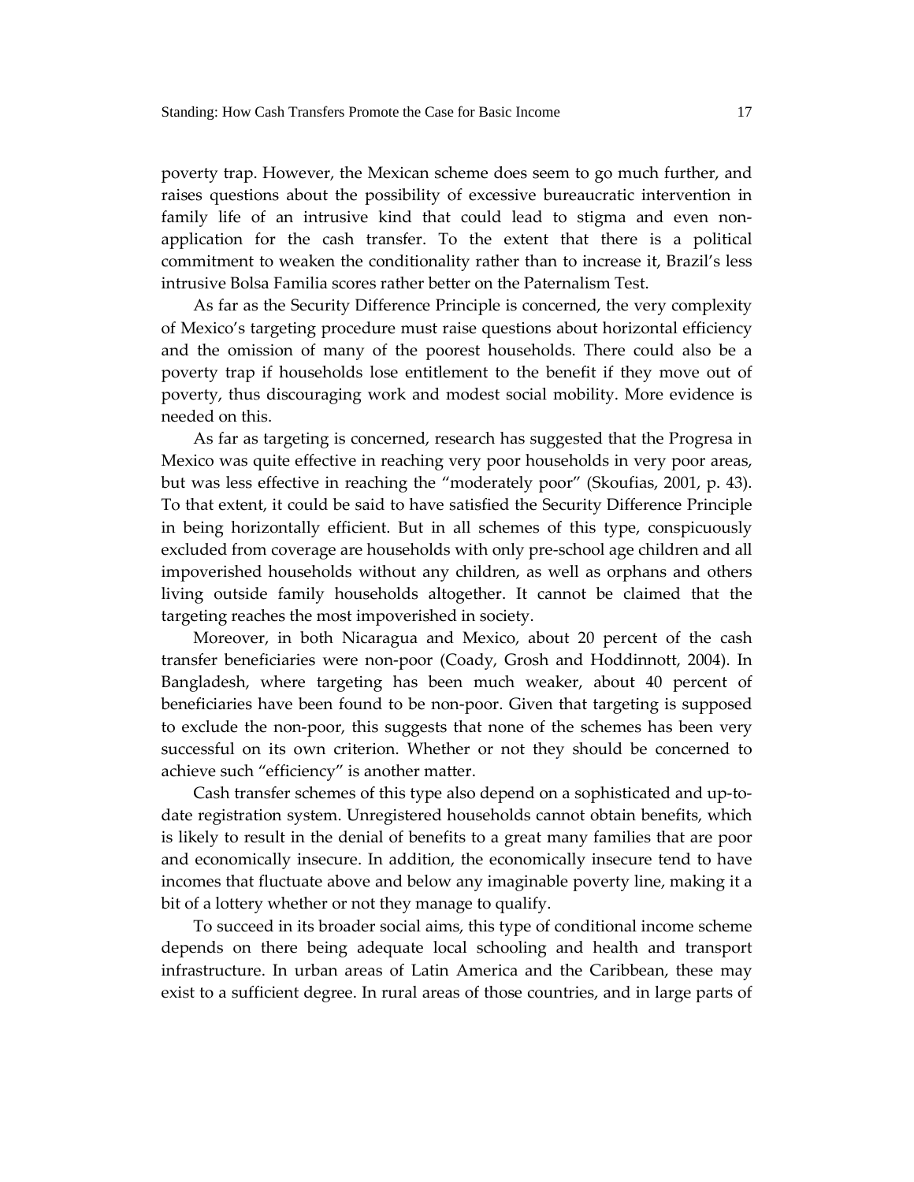poverty trap. However, the Mexican scheme does seem to go much further, and raises questions about the possibility of excessive bureaucratic intervention in family life of an intrusive kind that could lead to stigma and even non-application for the cash transfer. To the extent that there is a political commitment to weaken the conditionality rather than to increase it, Brazil's less intrusive Bolsa Familia scores rather better on the Paternalism Test.

As far as the Security Difference Principle is concerned, the very complexity of Mexico's targeting procedure must raise questions about horizontal efficiency and the omission of many of the poorest households. There could also be a poverty trap if households lose entitlement to the benefit if they move out of poverty, thus discouraging work and modest social mobility. More evidence is needed on this.

As far as targeting is concerned, research has suggested that the Progresa in Mexico was quite effective in reaching very poor households in very poor areas, but was less effective in reaching the "moderately poor" (Skoufias, 2001, p. 43). To that extent, it could be said to have satisfied the Security Difference Principle in being horizontally efficient. But in all schemes of this type, conspicuously excluded from coverage are households with only pre-school age children and all impoverished households without any children, as well as orphans and others living outside family households altogether. It cannot be claimed that the targeting reaches the most impoverished in society.

Moreover, in both Nicaragua and Mexico, about 20 percent of the cash transfer beneficiaries were non-poor (Coady, Grosh and Hoddinnott, 2004). In Bangladesh, where targeting has been much weaker, about 40 percent of beneficiaries have been found to be non-poor. Given that targeting is supposed to exclude the non-poor, this suggests that none of the schemes has been very successful on its own criterion. Whether or not they should be concerned to achieve such "efficiency" is another matter.

Cash transfer schemes of this type also depend on a sophisticated and up-to-date registration system. Unregistered households cannot obtain benefits, which is likely to result in the denial of benefits to a great many families that are poor and economically insecure. In addition, the economically insecure tend to have incomes that fluctuate above and below any imaginable poverty line, making it a bit of a lottery whether or not they manage to qualify.

To succeed in its broader social aims, this type of conditional income scheme depends on there being adequate local schooling and health and transport infrastructure. In urban areas of Latin America and the Caribbean, these may exist to a sufficient degree. In rural areas of those countries, and in large parts of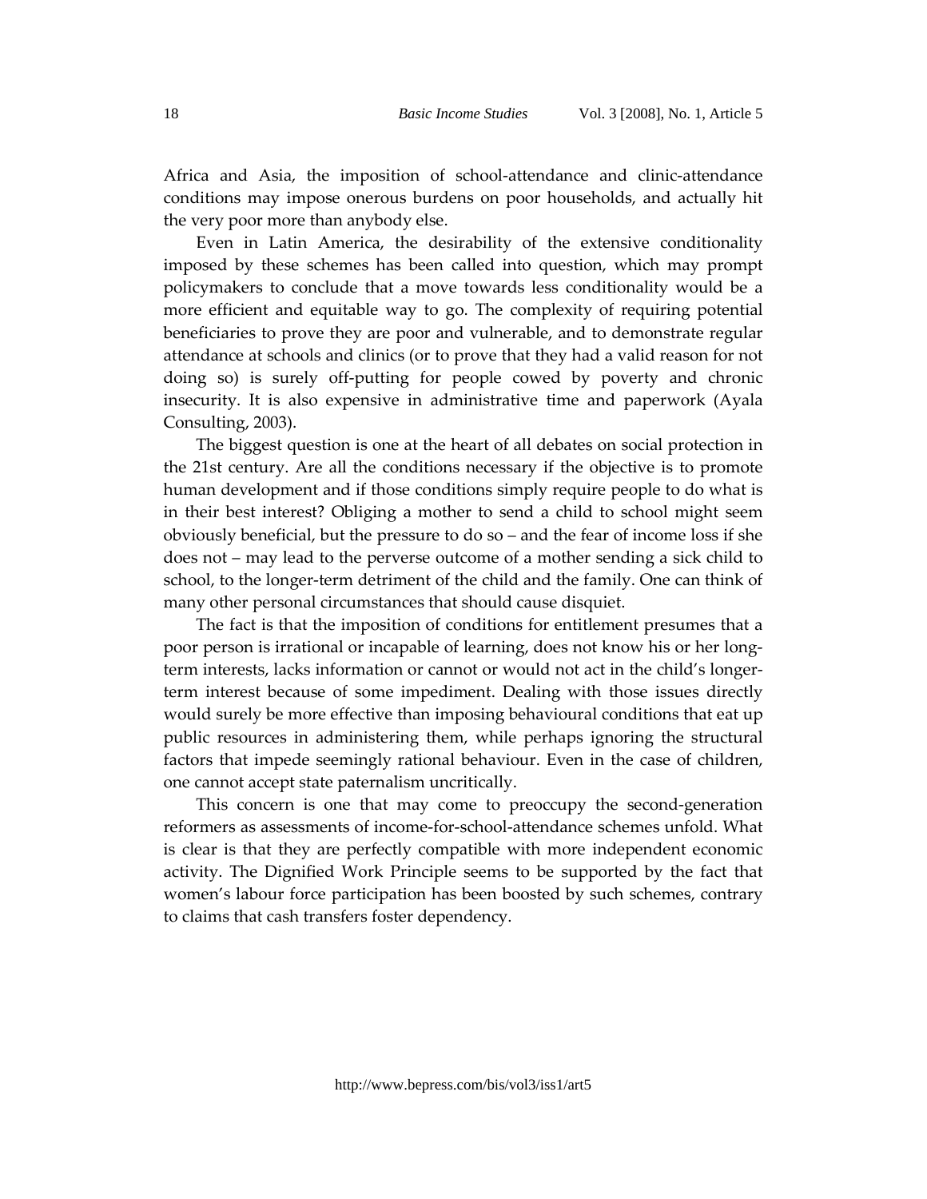Africa and Asia, the imposition of school-attendance and clinic-attendance conditions may impose onerous burdens on poor households, and actually hit the very poor more than anybody else.

Even in Latin America, the desirability of the extensive conditionality imposed by these schemes has been called into question, which may prompt policymakers to conclude that a move towards less conditionality would be a more efficient and equitable way to go. The complexity of requiring potential beneficiaries to prove they are poor and vulnerable, and to demonstrate regular attendance at schools and clinics (or to prove that they had a valid reason for not doing so) is surely off-putting for people cowed by poverty and chronic insecurity. It is also expensive in administrative time and paperwork (Ayala Consulting, 2003).

The biggest question is one at the heart of all debates on social protection in the 21st century. Are all the conditions necessary if the objective is to promote human development and if those conditions simply require people to do what is in their best interest? Obliging a mother to send a child to school might seem obviously beneficial, but the pressure to do so – and the fear of income loss if she does not – may lead to the perverse outcome of a mother sending a sick child to school, to the longer-term detriment of the child and the family. One can think of many other personal circumstances that should cause disquiet.

The fact is that the imposition of conditions for entitlement presumes that a poor person is irrational or incapable of learning, does not know his or her long-term interests, lacks information or cannot or would not act in the child's longer-term interest because of some impediment. Dealing with those issues directly would surely be more effective than imposing behavioural conditions that eat up public resources in administering them, while perhaps ignoring the structural factors that impede seemingly rational behaviour. Even in the case of children, one cannot accept state paternalism uncritically.

This concern is one that may come to preoccupy the second-generation reformers as assessments of income-for-school-attendance schemes unfold. What is clear is that they are perfectly compatible with more independent economic activity. The Dignified Work Principle seems to be supported by the fact that women's labour force participation has been boosted by such schemes, contrary to claims that cash transfers foster dependency.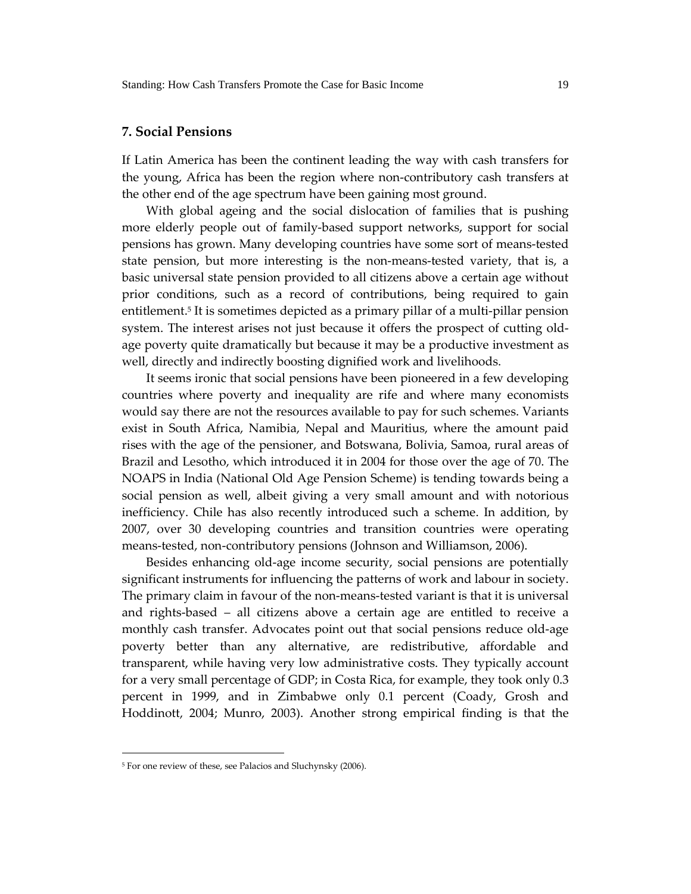## 7. Social Pensions

If Latin America has been the continent leading the way with cash transfers for the young, Africa has been the region where non-contributory cash transfers at the other end of the age spectrum have been gaining most ground.

With global ageing and the social dislocation of families that is pushing more elderly people out of family-based support networks, support for social pensions has grown. Many developing countries have some sort of means-tested state pension, but more interesting is the non-means-tested variety, that is, a basic universal state pension provided to all citizens above a certain age without prior conditions, such as a record of contributions, being required to gain entitlement.[5] It is sometimes depicted as a primary pillar of a multi-pillar pension system. The interest arises not just because it offers the prospect of cutting old-age poverty quite dramatically but because it may be a productive investment as well, directly and indirectly boosting dignified work and livelihoods.

It seems ironic that social pensions have been pioneered in a few developing countries where poverty and inequality are rife and where many economists would say there are not the resources available to pay for such schemes. Variants exist in South Africa, Namibia, Nepal and Mauritius, where the amount paid rises with the age of the pensioner, and Botswana, Bolivia, Samoa, rural areas of Brazil and Lesotho, which introduced it in 2004 for those over the age of 70. The NOAPS in India (National Old Age Pension Scheme) is tending towards being a social pension as well, albeit giving a very small amount and with notorious inefficiency. Chile has also recently introduced such a scheme. In addition, by 2007, over 30 developing countries and transition countries were operating means-tested, non-contributory pensions (Johnson and Williamson, 2006).

Besides enhancing old-age income security, social pensions are potentially significant instruments for influencing the patterns of work and labour in society. The primary claim in favour of the non-means-tested variant is that it is universal and rights-based – all citizens above a certain age are entitled to receive a monthly cash transfer. Advocates point out that social pensions reduce old-age poverty better than any alternative, are redistributive, affordable and transparent, while having very low administrative costs. They typically account for a very small percentage of GDP; in Costa Rica, for example, they took only 0.3 percent in 1999, and in Zimbabwe only 0.1 percent (Coady, Grosh and Hoddinott, 2004; Munro, 2003). Another strong empirical finding is that the

[5] For one review of these, see Palacios and Sluchynsky (2006).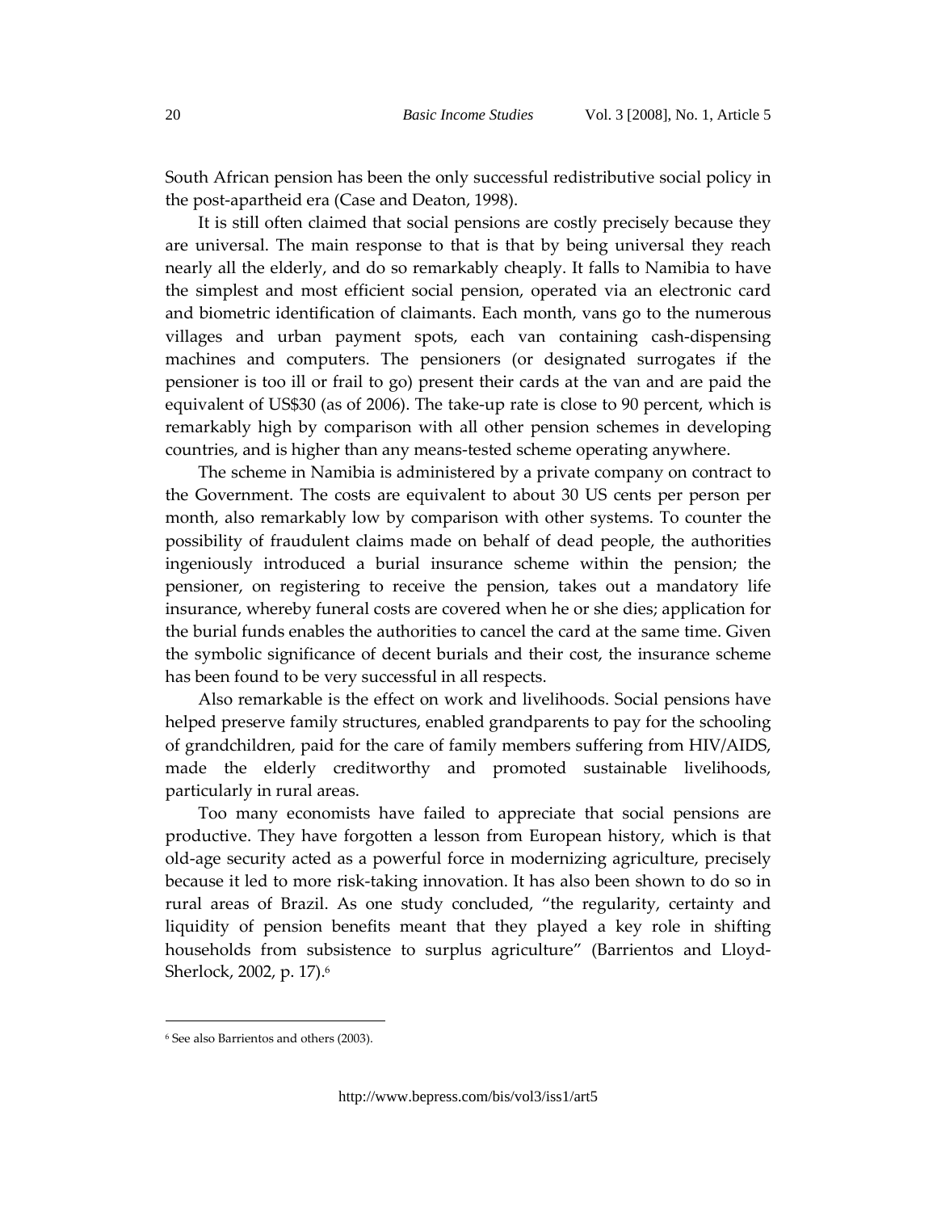South African pension has been the only successful redistributive social policy in the post-apartheid era (Case and Deaton, 1998).

It is still often claimed that social pensions are costly precisely because they are universal. The main response to that is that by being universal they reach nearly all the elderly, and do so remarkably cheaply. It falls to Namibia to have the simplest and most efficient social pension, operated via an electronic card and biometric identification of claimants. Each month, vans go to the numerous villages and urban payment spots, each van containing cash-dispensing machines and computers. The pensioners (or designated surrogates if the pensioner is too ill or frail to go) present their cards at the van and are paid the equivalent of US$30 (as of 2006). The take-up rate is close to 90 percent, which is remarkably high by comparison with all other pension schemes in developing countries, and is higher than any means-tested scheme operating anywhere.

The scheme in Namibia is administered by a private company on contract to the Government. The costs are equivalent to about 30 US cents per person per month, also remarkably low by comparison with other systems. To counter the possibility of fraudulent claims made on behalf of dead people, the authorities ingeniously introduced a burial insurance scheme within the pension; the pensioner, on registering to receive the pension, takes out a mandatory life insurance, whereby funeral costs are covered when he or she dies; application for the burial funds enables the authorities to cancel the card at the same time. Given the symbolic significance of decent burials and their cost, the insurance scheme has been found to be very successful in all respects.

Also remarkable is the effect on work and livelihoods. Social pensions have helped preserve family structures, enabled grandparents to pay for the schooling of grandchildren, paid for the care of family members suffering from HIV/AIDS, made the elderly creditworthy and promoted sustainable livelihoods, particularly in rural areas.

Too many economists have failed to appreciate that social pensions are productive. They have forgotten a lesson from European history, which is that old-age security acted as a powerful force in modernizing agriculture, precisely because it led to more risk-taking innovation. It has also been shown to do so in rural areas of Brazil. As one study concluded, "the regularity, certainty and liquidity of pension benefits meant that they played a key role in shifting households from subsistence to surplus agriculture" (Barrientos and Lloyd-Sherlock, 2002, p. 17).[6]

[6] See also Barrientos and others (2003).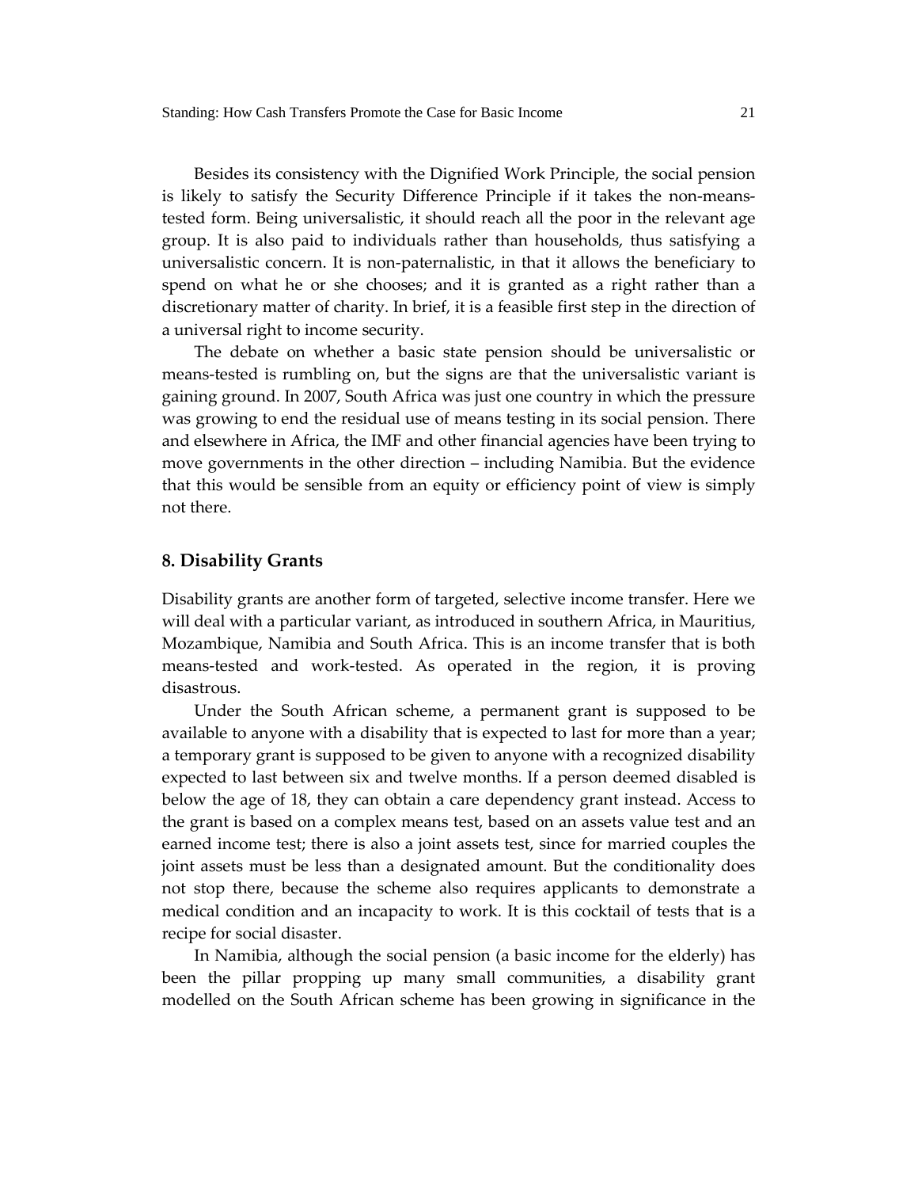Besides its consistency with the Dignified Work Principle, the social pension is likely to satisfy the Security Difference Principle if it takes the non-means-tested form. Being universalistic, it should reach all the poor in the relevant age group. It is also paid to individuals rather than households, thus satisfying a universalistic concern. It is non-paternalistic, in that it allows the beneficiary to spend on what he or she chooses; and it is granted as a right rather than a discretionary matter of charity. In brief, it is a feasible first step in the direction of a universal right to income security.

The debate on whether a basic state pension should be universalistic or means-tested is rumbling on, but the signs are that the universalistic variant is gaining ground. In 2007, South Africa was just one country in which the pressure was growing to end the residual use of means testing in its social pension. There and elsewhere in Africa, the IMF and other financial agencies have been trying to move governments in the other direction – including Namibia. But the evidence that this would be sensible from an equity or efficiency point of view is simply not there.

## 8. Disability Grants

Disability grants are another form of targeted, selective income transfer. Here we will deal with a particular variant, as introduced in southern Africa, in Mauritius, Mozambique, Namibia and South Africa. This is an income transfer that is both means-tested and work-tested. As operated in the region, it is proving disastrous.

Under the South African scheme, a permanent grant is supposed to be available to anyone with a disability that is expected to last for more than a year; a temporary grant is supposed to be given to anyone with a recognized disability expected to last between six and twelve months. If a person deemed disabled is below the age of 18, they can obtain a care dependency grant instead. Access to the grant is based on a complex means test, based on an assets value test and an earned income test; there is also a joint assets test, since for married couples the joint assets must be less than a designated amount. But the conditionality does not stop there, because the scheme also requires applicants to demonstrate a medical condition and an incapacity to work. It is this cocktail of tests that is a recipe for social disaster.

In Namibia, although the social pension (a basic income for the elderly) has been the pillar propping up many small communities, a disability grant modelled on the South African scheme has been growing in significance in the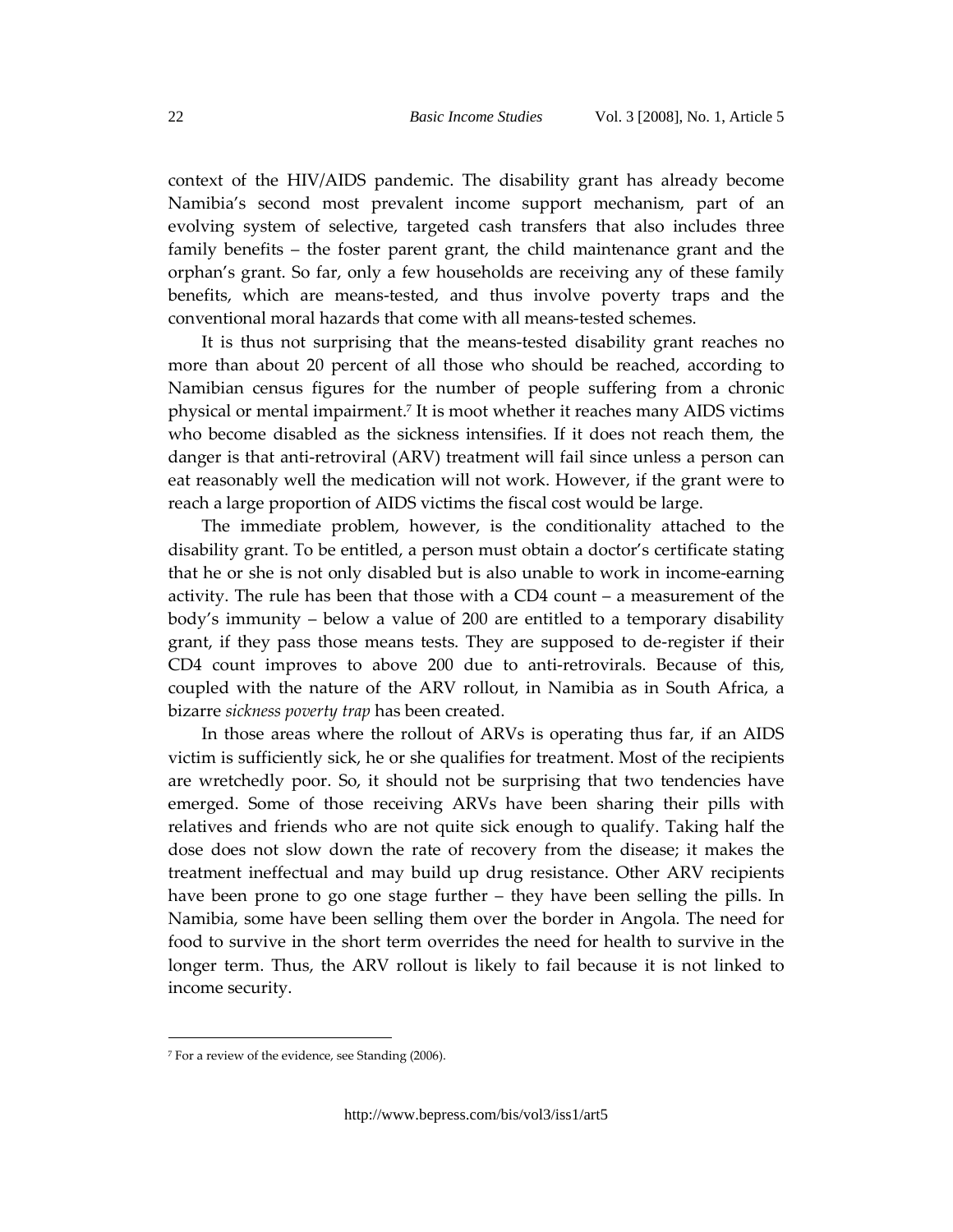context of the HIV/AIDS pandemic. The disability grant has already become Namibia's second most prevalent income support mechanism, part of an evolving system of selective, targeted cash transfers that also includes three family benefits – the foster parent grant, the child maintenance grant and the orphan's grant. So far, only a few households are receiving any of these family benefits, which are means-tested, and thus involve poverty traps and the conventional moral hazards that come with all means-tested schemes.

It is thus not surprising that the means-tested disability grant reaches no more than about 20 percent of all those who should be reached, according to Namibian census figures for the number of people suffering from a chronic physical or mental impairment.[7] It is moot whether it reaches many AIDS victims who become disabled as the sickness intensifies. If it does not reach them, the danger is that anti-retroviral (ARV) treatment will fail since unless a person can eat reasonably well the medication will not work. However, if the grant were to reach a large proportion of AIDS victims the fiscal cost would be large.

The immediate problem, however, is the conditionality attached to the disability grant. To be entitled, a person must obtain a doctor's certificate stating that he or she is not only disabled but is also unable to work in income-earning activity. The rule has been that those with a CD4 count – a measurement of the body's immunity – below a value of 200 are entitled to a temporary disability grant, if they pass those means tests. They are supposed to de-register if their CD4 count improves to above 200 due to anti-retrovirals. Because of this, coupled with the nature of the ARV rollout, in Namibia as in South Africa, a bizarre *sickness poverty trap* has been created.

In those areas where the rollout of ARVs is operating thus far, if an AIDS victim is sufficiently sick, he or she qualifies for treatment. Most of the recipients are wretchedly poor. So, it should not be surprising that two tendencies have emerged. Some of those receiving ARVs have been sharing their pills with relatives and friends who are not quite sick enough to qualify. Taking half the dose does not slow down the rate of recovery from the disease; it makes the treatment ineffectual and may build up drug resistance. Other ARV recipients have been prone to go one stage further – they have been selling the pills. In Namibia, some have been selling them over the border in Angola. The need for food to survive in the short term overrides the need for health to survive in the longer term. Thus, the ARV rollout is likely to fail because it is not linked to income security.

[7] For a review of the evidence, see Standing (2006).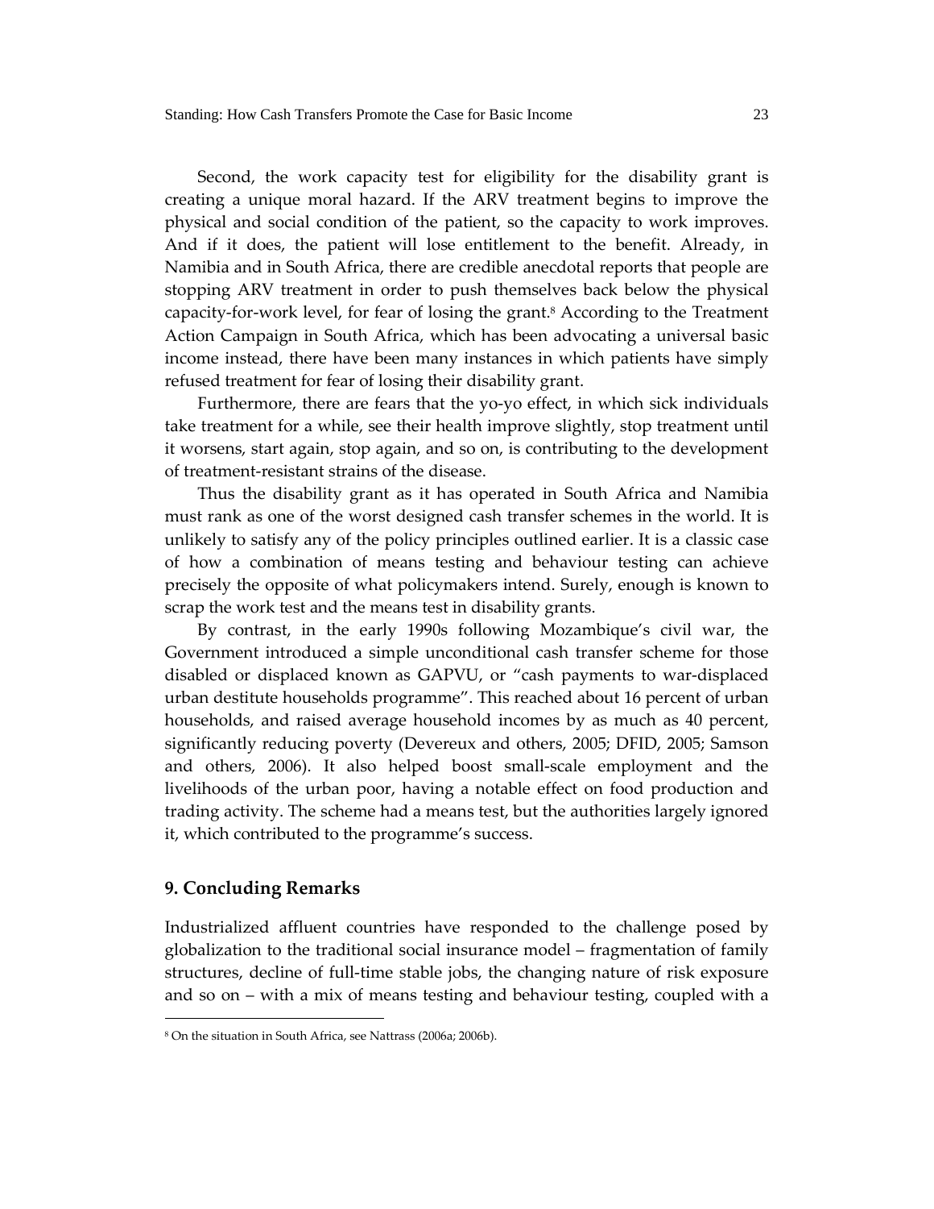Second, the work capacity test for eligibility for the disability grant is creating a unique moral hazard. If the ARV treatment begins to improve the physical and social condition of the patient, so the capacity to work improves. And if it does, the patient will lose entitlement to the benefit. Already, in Namibia and in South Africa, there are credible anecdotal reports that people are stopping ARV treatment in order to push themselves back below the physical capacity-for-work level, for fear of losing the grant.[8] According to the Treatment Action Campaign in South Africa, which has been advocating a universal basic income instead, there have been many instances in which patients have simply refused treatment for fear of losing their disability grant.

Furthermore, there are fears that the yo-yo effect, in which sick individuals take treatment for a while, see their health improve slightly, stop treatment until it worsens, start again, stop again, and so on, is contributing to the development of treatment-resistant strains of the disease.

Thus the disability grant as it has operated in South Africa and Namibia must rank as one of the worst designed cash transfer schemes in the world. It is unlikely to satisfy any of the policy principles outlined earlier. It is a classic case of how a combination of means testing and behaviour testing can achieve precisely the opposite of what policymakers intend. Surely, enough is known to scrap the work test and the means test in disability grants.

By contrast, in the early 1990s following Mozambique's civil war, the Government introduced a simple unconditional cash transfer scheme for those disabled or displaced known as GAPVU, or "cash payments to war-displaced urban destitute households programme". This reached about 16 percent of urban households, and raised average household incomes by as much as 40 percent, significantly reducing poverty (Devereux and others, 2005; DFID, 2005; Samson and others, 2006). It also helped boost small-scale employment and the livelihoods of the urban poor, having a notable effect on food production and trading activity. The scheme had a means test, but the authorities largely ignored it, which contributed to the programme's success.

## 9. Concluding Remarks

Industrialized affluent countries have responded to the challenge posed by globalization to the traditional social insurance model – fragmentation of family structures, decline of full-time stable jobs, the changing nature of risk exposure and so on – with a mix of means testing and behaviour testing, coupled with a

---

[8] On the situation in South Africa, see Nattrass (2006a; 2006b).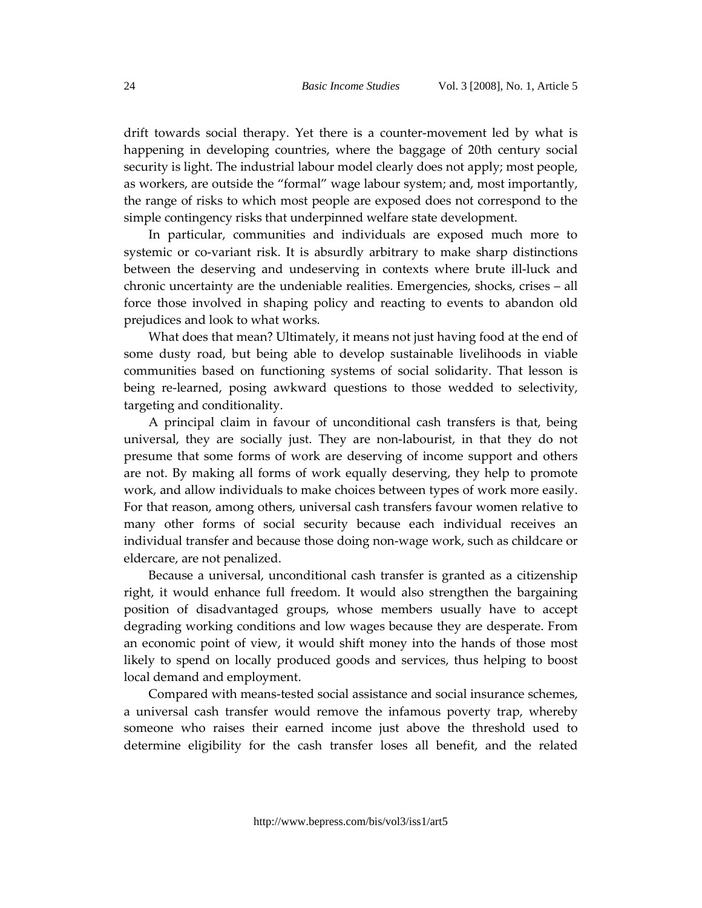drift towards social therapy. Yet there is a counter-movement led by what is happening in developing countries, where the baggage of 20th century social security is light. The industrial labour model clearly does not apply; most people, as workers, are outside the "formal" wage labour system; and, most importantly, the range of risks to which most people are exposed does not correspond to the simple contingency risks that underpinned welfare state development.

In particular, communities and individuals are exposed much more to systemic or co-variant risk. It is absurdly arbitrary to make sharp distinctions between the deserving and undeserving in contexts where brute ill-luck and chronic uncertainty are the undeniable realities. Emergencies, shocks, crises – all force those involved in shaping policy and reacting to events to abandon old prejudices and look to what works.

What does that mean? Ultimately, it means not just having food at the end of some dusty road, but being able to develop sustainable livelihoods in viable communities based on functioning systems of social solidarity. That lesson is being re-learned, posing awkward questions to those wedded to selectivity, targeting and conditionality.

A principal claim in favour of unconditional cash transfers is that, being universal, they are socially just. They are non-labourist, in that they do not presume that some forms of work are deserving of income support and others are not. By making all forms of work equally deserving, they help to promote work, and allow individuals to make choices between types of work more easily. For that reason, among others, universal cash transfers favour women relative to many other forms of social security because each individual receives an individual transfer and because those doing non-wage work, such as childcare or eldercare, are not penalized.

Because a universal, unconditional cash transfer is granted as a citizenship right, it would enhance full freedom. It would also strengthen the bargaining position of disadvantaged groups, whose members usually have to accept degrading working conditions and low wages because they are desperate. From an economic point of view, it would shift money into the hands of those most likely to spend on locally produced goods and services, thus helping to boost local demand and employment.

Compared with means-tested social assistance and social insurance schemes, a universal cash transfer would remove the infamous poverty trap, whereby someone who raises their earned income just above the threshold used to determine eligibility for the cash transfer loses all benefit, and the related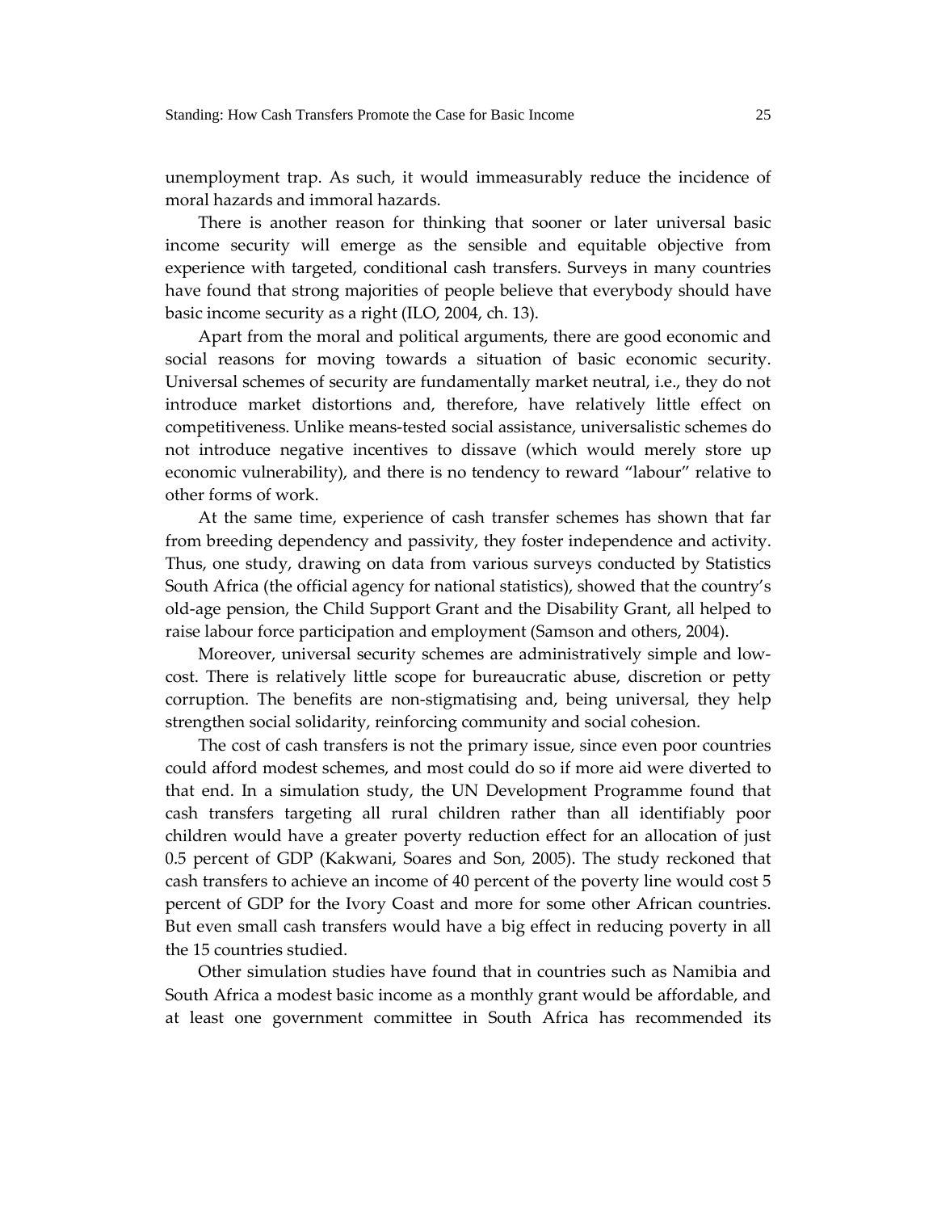unemployment trap. As such, it would immeasurably reduce the incidence of moral hazards and immoral hazards.

There is another reason for thinking that sooner or later universal basic income security will emerge as the sensible and equitable objective from experience with targeted, conditional cash transfers. Surveys in many countries have found that strong majorities of people believe that everybody should have basic income security as a right (ILO, 2004, ch. 13).

Apart from the moral and political arguments, there are good economic and social reasons for moving towards a situation of basic economic security. Universal schemes of security are fundamentally market neutral, i.e., they do not introduce market distortions and, therefore, have relatively little effect on competitiveness. Unlike means-tested social assistance, universalistic schemes do not introduce negative incentives to dissave (which would merely store up economic vulnerability), and there is no tendency to reward "labour" relative to other forms of work.

At the same time, experience of cash transfer schemes has shown that far from breeding dependency and passivity, they foster independence and activity. Thus, one study, drawing on data from various surveys conducted by Statistics South Africa (the official agency for national statistics), showed that the country's old-age pension, the Child Support Grant and the Disability Grant, all helped to raise labour force participation and employment (Samson and others, 2004).

Moreover, universal security schemes are administratively simple and low-cost. There is relatively little scope for bureaucratic abuse, discretion or petty corruption. The benefits are non-stigmatising and, being universal, they help strengthen social solidarity, reinforcing community and social cohesion.

The cost of cash transfers is not the primary issue, since even poor countries could afford modest schemes, and most could do so if more aid were diverted to that end. In a simulation study, the UN Development Programme found that cash transfers targeting all rural children rather than all identifiably poor children would have a greater poverty reduction effect for an allocation of just 0.5 percent of GDP (Kakwani, Soares and Son, 2005). The study reckoned that cash transfers to achieve an income of 40 percent of the poverty line would cost 5 percent of GDP for the Ivory Coast and more for some other African countries. But even small cash transfers would have a big effect in reducing poverty in all the 15 countries studied.

Other simulation studies have found that in countries such as Namibia and South Africa a modest basic income as a monthly grant would be affordable, and at least one government committee in South Africa has recommended its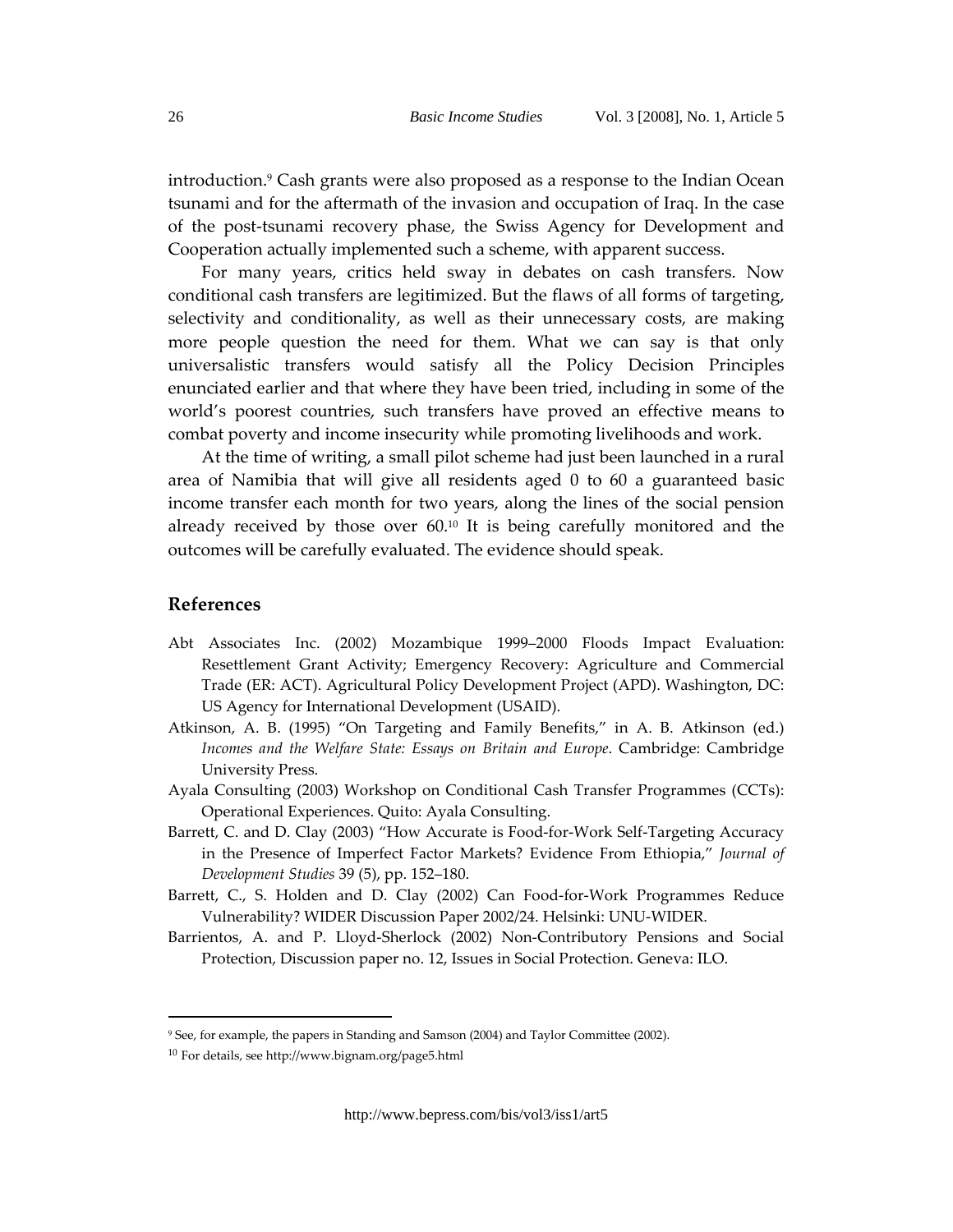introduction.[9] Cash grants were also proposed as a response to the Indian Ocean tsunami and for the aftermath of the invasion and occupation of Iraq. In the case of the post-tsunami recovery phase, the Swiss Agency for Development and Cooperation actually implemented such a scheme, with apparent success.

For many years, critics held sway in debates on cash transfers. Now conditional cash transfers are legitimized. But the flaws of all forms of targeting, selectivity and conditionality, as well as their unnecessary costs, are making more people question the need for them. What we can say is that only universalistic transfers would satisfy all the Policy Decision Principles enunciated earlier and that where they have been tried, including in some of the world's poorest countries, such transfers have proved an effective means to combat poverty and income insecurity while promoting livelihoods and work.

At the time of writing, a small pilot scheme had just been launched in a rural area of Namibia that will give all residents aged 0 to 60 a guaranteed basic income transfer each month for two years, along the lines of the social pension already received by those over 60.[10] It is being carefully monitored and the outcomes will be carefully evaluated. The evidence should speak.

## References

Abt Associates Inc. (2002) Mozambique 1999–2000 Floods Impact Evaluation: Resettlement Grant Activity; Emergency Recovery: Agriculture and Commercial Trade (ER: ACT). Agricultural Policy Development Project (APD). Washington, DC: US Agency for International Development (USAID).

Atkinson, A. B. (1995) "On Targeting and Family Benefits," in A. B. Atkinson (ed.) *Incomes and the Welfare State: Essays on Britain and Europe*. Cambridge: Cambridge University Press.

Ayala Consulting (2003) Workshop on Conditional Cash Transfer Programmes (CCTs): Operational Experiences. Quito: Ayala Consulting.

Barrett, C. and D. Clay (2003) "How Accurate is Food-for-Work Self-Targeting Accuracy in the Presence of Imperfect Factor Markets? Evidence From Ethiopia," *Journal of Development Studies* 39 (5), pp. 152–180.

Barrett, C., S. Holden and D. Clay (2002) Can Food-for-Work Programmes Reduce Vulnerability? WIDER Discussion Paper 2002/24. Helsinki: UNU-WIDER.

Barrientos, A. and P. Lloyd-Sherlock (2002) Non-Contributory Pensions and Social Protection, Discussion paper no. 12, Issues in Social Protection. Geneva: ILO.

---

[9] See, for example, the papers in Standing and Samson (2004) and Taylor Committee (2002).

[10] For details, see http://www.bignam.org/page5.html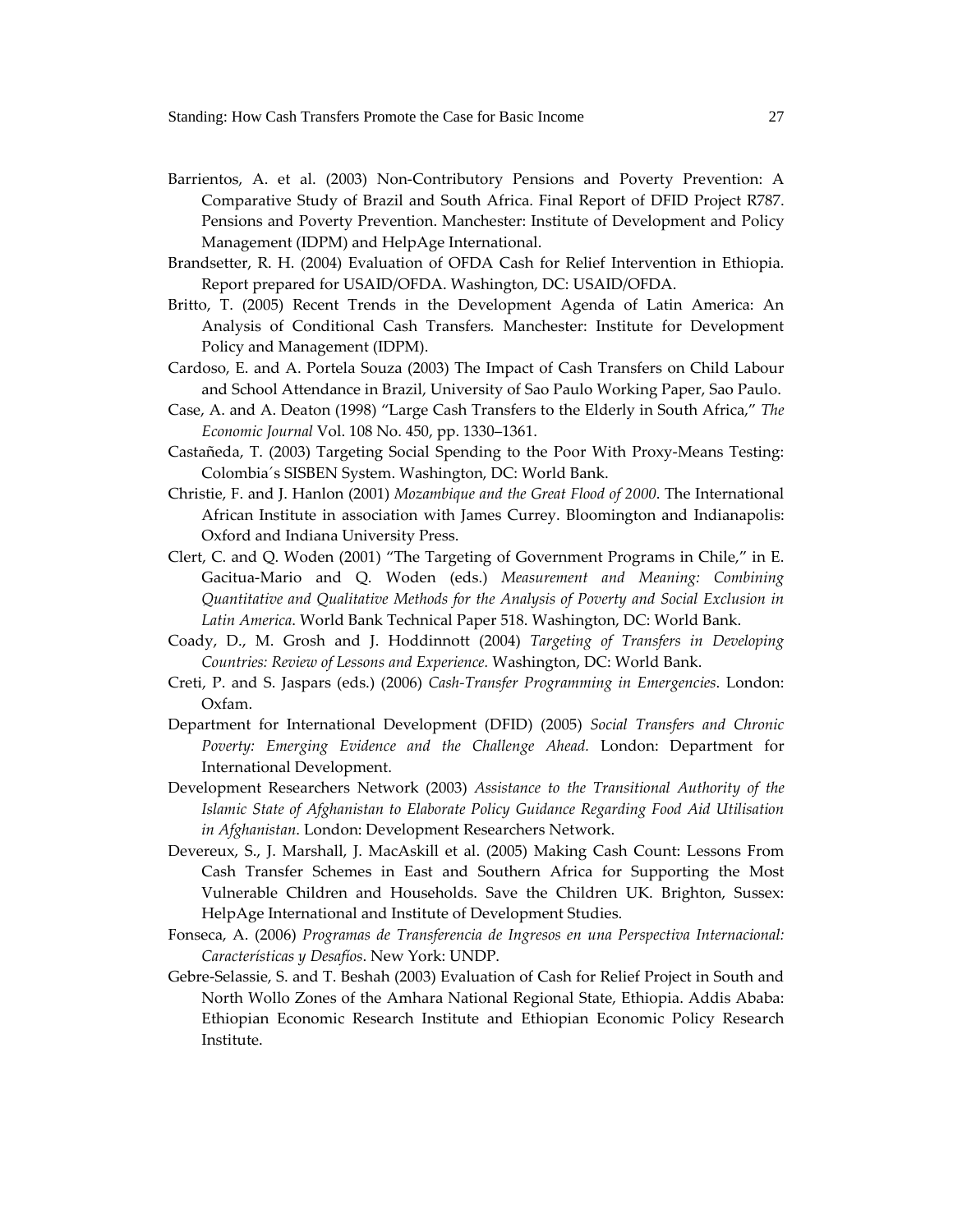Barrientos, A. et al. (2003) Non-Contributory Pensions and Poverty Prevention: A Comparative Study of Brazil and South Africa. Final Report of DFID Project R787. Pensions and Poverty Prevention. Manchester: Institute of Development and Policy Management (IDPM) and HelpAge International.

Brandsetter, R. H. (2004) Evaluation of OFDA Cash for Relief Intervention in Ethiopia. Report prepared for USAID/OFDA. Washington, DC: USAID/OFDA.

Britto, T. (2005) Recent Trends in the Development Agenda of Latin America: An Analysis of Conditional Cash Transfers. Manchester: Institute for Development Policy and Management (IDPM).

Cardoso, E. and A. Portela Souza (2003) The Impact of Cash Transfers on Child Labour and School Attendance in Brazil, University of Sao Paulo Working Paper, Sao Paulo.

Case, A. and A. Deaton (1998) "Large Cash Transfers to the Elderly in South Africa," *The Economic Journal* Vol. 108 No. 450, pp. 1330–1361.

Castañeda, T. (2003) Targeting Social Spending to the Poor With Proxy-Means Testing: Colombia´s SISBEN System. Washington, DC: World Bank.

Christie, F. and J. Hanlon (2001) *Mozambique and the Great Flood of 2000*. The International African Institute in association with James Currey. Bloomington and Indianapolis: Oxford and Indiana University Press.

Clert, C. and Q. Woden (2001) "The Targeting of Government Programs in Chile," in E. Gacitua-Mario and Q. Woden (eds.) *Measurement and Meaning: Combining Quantitative and Qualitative Methods for the Analysis of Poverty and Social Exclusion in Latin America*. World Bank Technical Paper 518. Washington, DC: World Bank.

Coady, D., M. Grosh and J. Hoddinnott (2004) *Targeting of Transfers in Developing Countries: Review of Lessons and Experience.* Washington, DC: World Bank.

Creti, P. and S. Jaspars (eds.) (2006) *Cash-Transfer Programming in Emergencies*. London: Oxfam.

Department for International Development (DFID) (2005) *Social Transfers and Chronic Poverty: Emerging Evidence and the Challenge Ahead.* London: Department for International Development.

Development Researchers Network (2003) *Assistance to the Transitional Authority of the Islamic State of Afghanistan to Elaborate Policy Guidance Regarding Food Aid Utilisation in Afghanistan*. London: Development Researchers Network.

Devereux, S., J. Marshall, J. MacAskill et al. (2005) Making Cash Count: Lessons From Cash Transfer Schemes in East and Southern Africa for Supporting the Most Vulnerable Children and Households. Save the Children UK. Brighton, Sussex: HelpAge International and Institute of Development Studies.

Fonseca, A. (2006) *Programas de Transferencia de Ingresos en una Perspectiva Internacional: Características y Desafíos*. New York: UNDP.

Gebre-Selassie, S. and T. Beshah (2003) Evaluation of Cash for Relief Project in South and North Wollo Zones of the Amhara National Regional State, Ethiopia. Addis Ababa: Ethiopian Economic Research Institute and Ethiopian Economic Policy Research Institute.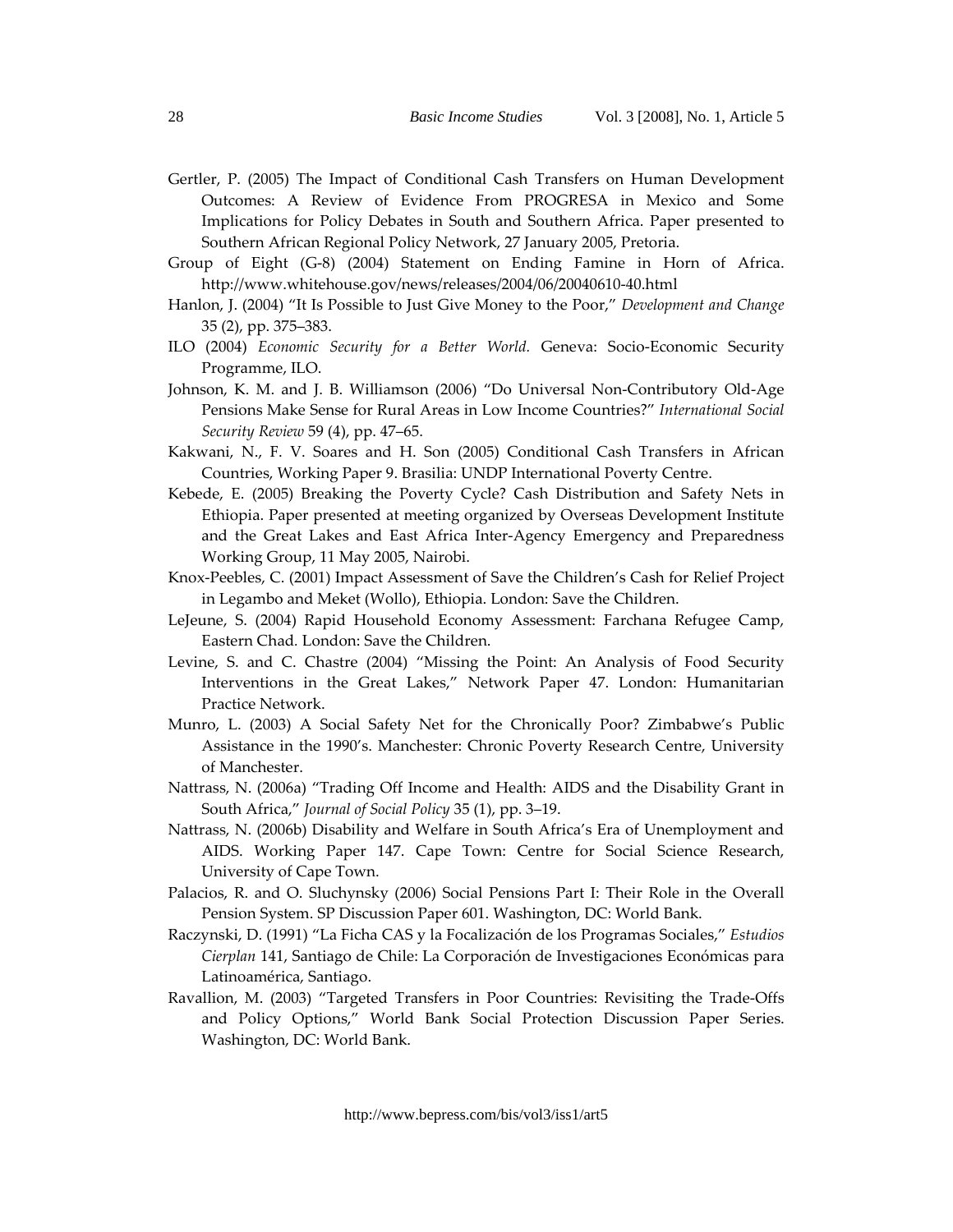Gertler, P. (2005) The Impact of Conditional Cash Transfers on Human Development Outcomes: A Review of Evidence From PROGRESA in Mexico and Some Implications for Policy Debates in South and Southern Africa. Paper presented to Southern African Regional Policy Network, 27 January 2005, Pretoria.

Group of Eight (G-8) (2004) Statement on Ending Famine in Horn of Africa. http://www.whitehouse.gov/news/releases/2004/06/20040610-40.html

Hanlon, J. (2004) "It Is Possible to Just Give Money to the Poor," *Development and Change* 35 (2), pp. 375–383.

ILO (2004) *Economic Security for a Better World.* Geneva: Socio-Economic Security Programme, ILO.

Johnson, K. M. and J. B. Williamson (2006) "Do Universal Non-Contributory Old-Age Pensions Make Sense for Rural Areas in Low Income Countries?" *International Social Security Review* 59 (4), pp. 47–65.

Kakwani, N., F. V. Soares and H. Son (2005) Conditional Cash Transfers in African Countries, Working Paper 9. Brasilia: UNDP International Poverty Centre.

Kebede, E. (2005) Breaking the Poverty Cycle? Cash Distribution and Safety Nets in Ethiopia. Paper presented at meeting organized by Overseas Development Institute and the Great Lakes and East Africa Inter-Agency Emergency and Preparedness Working Group, 11 May 2005, Nairobi.

Knox-Peebles, C. (2001) Impact Assessment of Save the Children's Cash for Relief Project in Legambo and Meket (Wollo), Ethiopia. London: Save the Children.

LeJeune, S. (2004) Rapid Household Economy Assessment: Farchana Refugee Camp, Eastern Chad. London: Save the Children.

Levine, S. and C. Chastre (2004) "Missing the Point: An Analysis of Food Security Interventions in the Great Lakes," Network Paper 47. London: Humanitarian Practice Network.

Munro, L. (2003) A Social Safety Net for the Chronically Poor? Zimbabwe's Public Assistance in the 1990's. Manchester: Chronic Poverty Research Centre, University of Manchester.

Nattrass, N. (2006a) "Trading Off Income and Health: AIDS and the Disability Grant in South Africa," *Journal of Social Policy* 35 (1), pp. 3–19.

Nattrass, N. (2006b) Disability and Welfare in South Africa's Era of Unemployment and AIDS. Working Paper 147. Cape Town: Centre for Social Science Research, University of Cape Town.

Palacios, R. and O. Sluchynsky (2006) Social Pensions Part I: Their Role in the Overall Pension System. SP Discussion Paper 601. Washington, DC: World Bank.

Raczynski, D. (1991) "La Ficha CAS y la Focalización de los Programas Sociales," *Estudios Cierplan* 141, Santiago de Chile: La Corporación de Investigaciones Económicas para Latinoamérica, Santiago.

Ravallion, M. (2003) "Targeted Transfers in Poor Countries: Revisiting the Trade-Offs and Policy Options," World Bank Social Protection Discussion Paper Series. Washington, DC: World Bank.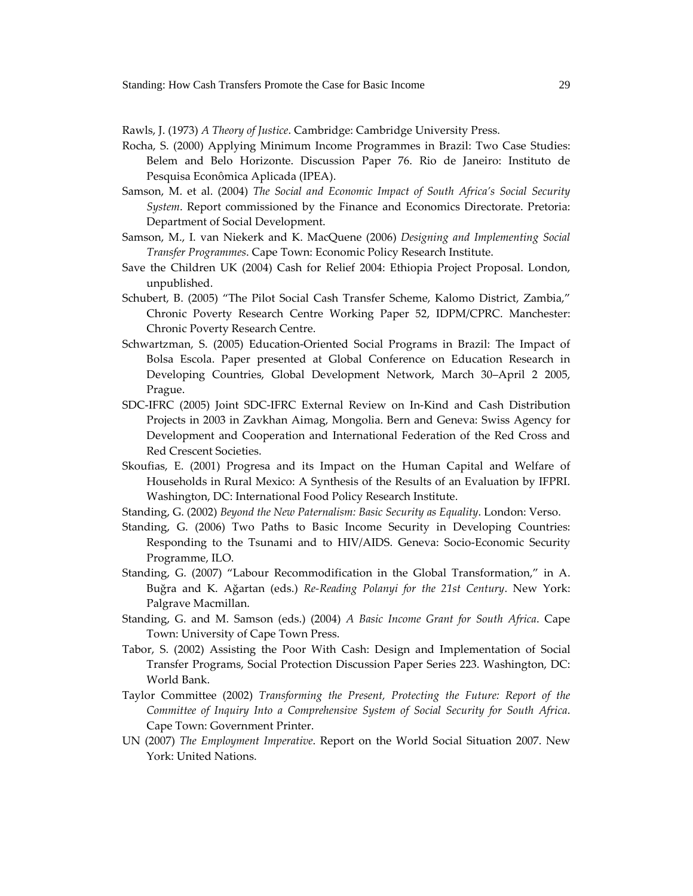Rawls, J. (1973) *A Theory of Justice*. Cambridge: Cambridge University Press.

Rocha, S. (2000) Applying Minimum Income Programmes in Brazil: Two Case Studies: Belem and Belo Horizonte. Discussion Paper 76. Rio de Janeiro: Instituto de Pesquisa Econômica Aplicada (IPEA).

Samson, M. et al. (2004) *The Social and Economic Impact of South Africa's Social Security System*. Report commissioned by the Finance and Economics Directorate. Pretoria: Department of Social Development.

Samson, M., I. van Niekerk and K. MacQuene (2006) *Designing and Implementing Social Transfer Programmes*. Cape Town: Economic Policy Research Institute.

Save the Children UK (2004) Cash for Relief 2004: Ethiopia Project Proposal. London, unpublished.

Schubert, B. (2005) "The Pilot Social Cash Transfer Scheme, Kalomo District, Zambia," Chronic Poverty Research Centre Working Paper 52, IDPM/CPRC. Manchester: Chronic Poverty Research Centre.

Schwartzman, S. (2005) Education-Oriented Social Programs in Brazil: The Impact of Bolsa Escola. Paper presented at Global Conference on Education Research in Developing Countries, Global Development Network, March 30–April 2 2005, Prague.

SDC-IFRC (2005) Joint SDC-IFRC External Review on In-Kind and Cash Distribution Projects in 2003 in Zavkhan Aimag, Mongolia. Bern and Geneva: Swiss Agency for Development and Cooperation and International Federation of the Red Cross and Red Crescent Societies.

Skoufias, E. (2001) Progresa and its Impact on the Human Capital and Welfare of Households in Rural Mexico: A Synthesis of the Results of an Evaluation by IFPRI. Washington, DC: International Food Policy Research Institute.

Standing, G. (2002) *Beyond the New Paternalism: Basic Security as Equality*. London: Verso.

Standing, G. (2006) Two Paths to Basic Income Security in Developing Countries: Responding to the Tsunami and to HIV/AIDS. Geneva: Socio-Economic Security Programme, ILO.

Standing, G. (2007) "Labour Recommodification in the Global Transformation," in A. Buğra and K. Ağartan (eds.) *Re-Reading Polanyi for the 21st Century*. New York: Palgrave Macmillan.

Standing, G. and M. Samson (eds.) (2004) *A Basic Income Grant for South Africa*. Cape Town: University of Cape Town Press.

Tabor, S. (2002) Assisting the Poor With Cash: Design and Implementation of Social Transfer Programs, Social Protection Discussion Paper Series 223. Washington, DC: World Bank.

Taylor Committee (2002) *Transforming the Present, Protecting the Future: Report of the Committee of Inquiry Into a Comprehensive System of Social Security for South Africa*. Cape Town: Government Printer.

UN (2007) *The Employment Imperative*. Report on the World Social Situation 2007. New York: United Nations.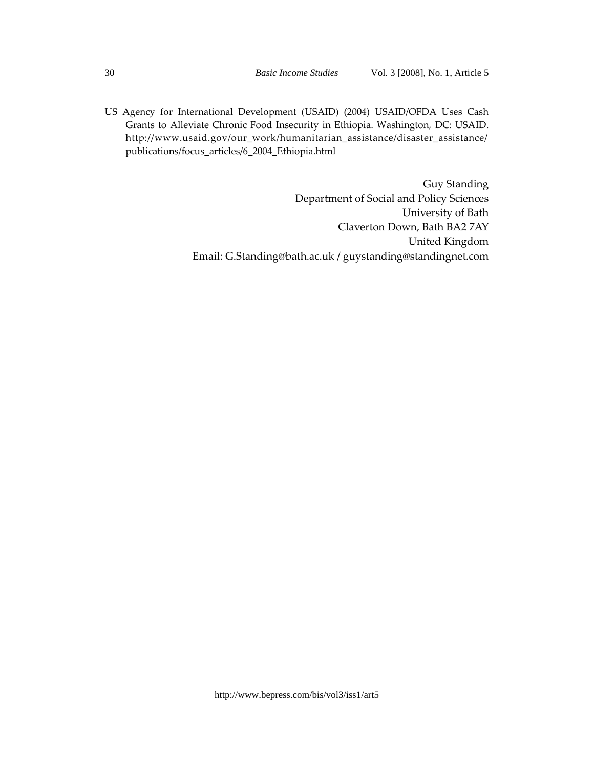US Agency for International Development (USAID) (2004) USAID/OFDA Uses Cash Grants to Alleviate Chronic Food Insecurity in Ethiopia. Washington, DC: USAID. http://www.usaid.gov/our_work/humanitarian_assistance/disaster_assistance/publications/focus_articles/6_2004_Ethiopia.html

Guy Standing
Department of Social and Policy Sciences
University of Bath
Claverton Down, Bath BA2 7AY
United Kingdom
Email: G.Standing@bath.ac.uk / guystanding@standingnet.com